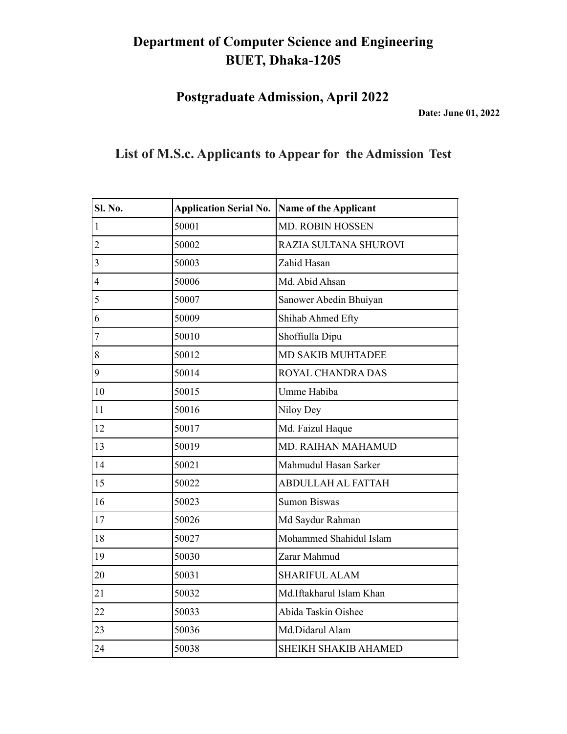# Department of Computer Science and Engineering
# BUET, Dhaka-1205

## Postgraduate Admission, April 2022

**Date: June 01, 2022**

## List of M.S.c. Applicants to Appear for the Admission Test

| Sl. No. | Application Serial No. | Name of the Applicant |
|---|---|---|
| 1 | 50001 | MD. ROBIN HOSSEN |
| 2 | 50002 | RAZIA SULTANA SHUROVI |
| 3 | 50003 | Zahid Hasan |
| 4 | 50006 | Md. Abid Ahsan |
| 5 | 50007 | Sanower Abedin Bhuiyan |
| 6 | 50009 | Shihab Ahmed Efty |
| 7 | 50010 | Shoffiulla Dipu |
| 8 | 50012 | MD SAKIB MUHTADEE |
| 9 | 50014 | ROYAL CHANDRA DAS |
| 10 | 50015 | Umme Habiba |
| 11 | 50016 | Niloy Dey |
| 12 | 50017 | Md. Faizul Haque |
| 13 | 50019 | MD. RAIHAN MAHAMUD |
| 14 | 50021 | Mahmudul Hasan Sarker |
| 15 | 50022 | ABDULLAH AL FATTAH |
| 16 | 50023 | Sumon Biswas |
| 17 | 50026 | Md Saydur Rahman |
| 18 | 50027 | Mohammed Shahidul Islam |
| 19 | 50030 | Zarar Mahmud |
| 20 | 50031 | SHARIFUL ALAM |
| 21 | 50032 | Md.Iftakharul Islam Khan |
| 22 | 50033 | Abida Taskin Oishee |
| 23 | 50036 | Md.Didarul Alam |
| 24 | 50038 | SHEIKH SHAKIB AHAMED |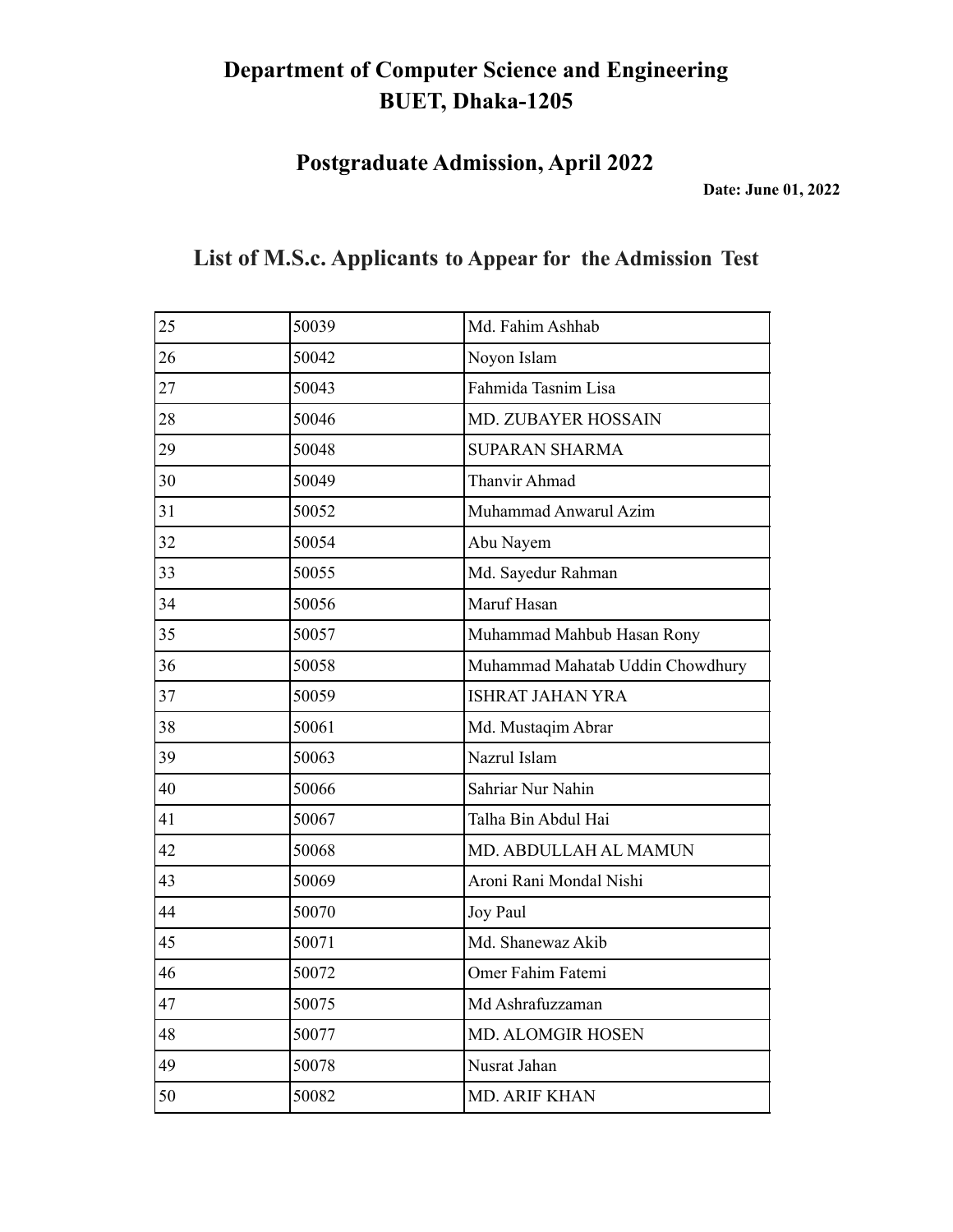# Department of Computer Science and Engineering
# BUET, Dhaka-1205

## Postgraduate Admission, April 2022

**Date: June 01, 2022**

## List of M.S.c. Applicants to Appear for the Admission Test

| | | |
|---|---|---|
| 25 | 50039 | Md. Fahim Ashhab |
| 26 | 50042 | Noyon Islam |
| 27 | 50043 | Fahmida Tasnim Lisa |
| 28 | 50046 | MD. ZUBAYER HOSSAIN |
| 29 | 50048 | SUPARAN SHARMA |
| 30 | 50049 | Thanvir Ahmad |
| 31 | 50052 | Muhammad Anwarul Azim |
| 32 | 50054 | Abu Nayem |
| 33 | 50055 | Md. Sayedur Rahman |
| 34 | 50056 | Maruf Hasan |
| 35 | 50057 | Muhammad Mahbub Hasan Rony |
| 36 | 50058 | Muhammad Mahatab Uddin Chowdhury |
| 37 | 50059 | ISHRAT JAHAN YRA |
| 38 | 50061 | Md. Mustaqim Abrar |
| 39 | 50063 | Nazrul Islam |
| 40 | 50066 | Sahriar Nur Nahin |
| 41 | 50067 | Talha Bin Abdul Hai |
| 42 | 50068 | MD. ABDULLAH AL MAMUN |
| 43 | 50069 | Aroni Rani Mondal Nishi |
| 44 | 50070 | Joy Paul |
| 45 | 50071 | Md. Shanewaz Akib |
| 46 | 50072 | Omer Fahim Fatemi |
| 47 | 50075 | Md Ashrafuzzaman |
| 48 | 50077 | MD. ALOMGIR HOSEN |
| 49 | 50078 | Nusrat Jahan |
| 50 | 50082 | MD. ARIF KHAN |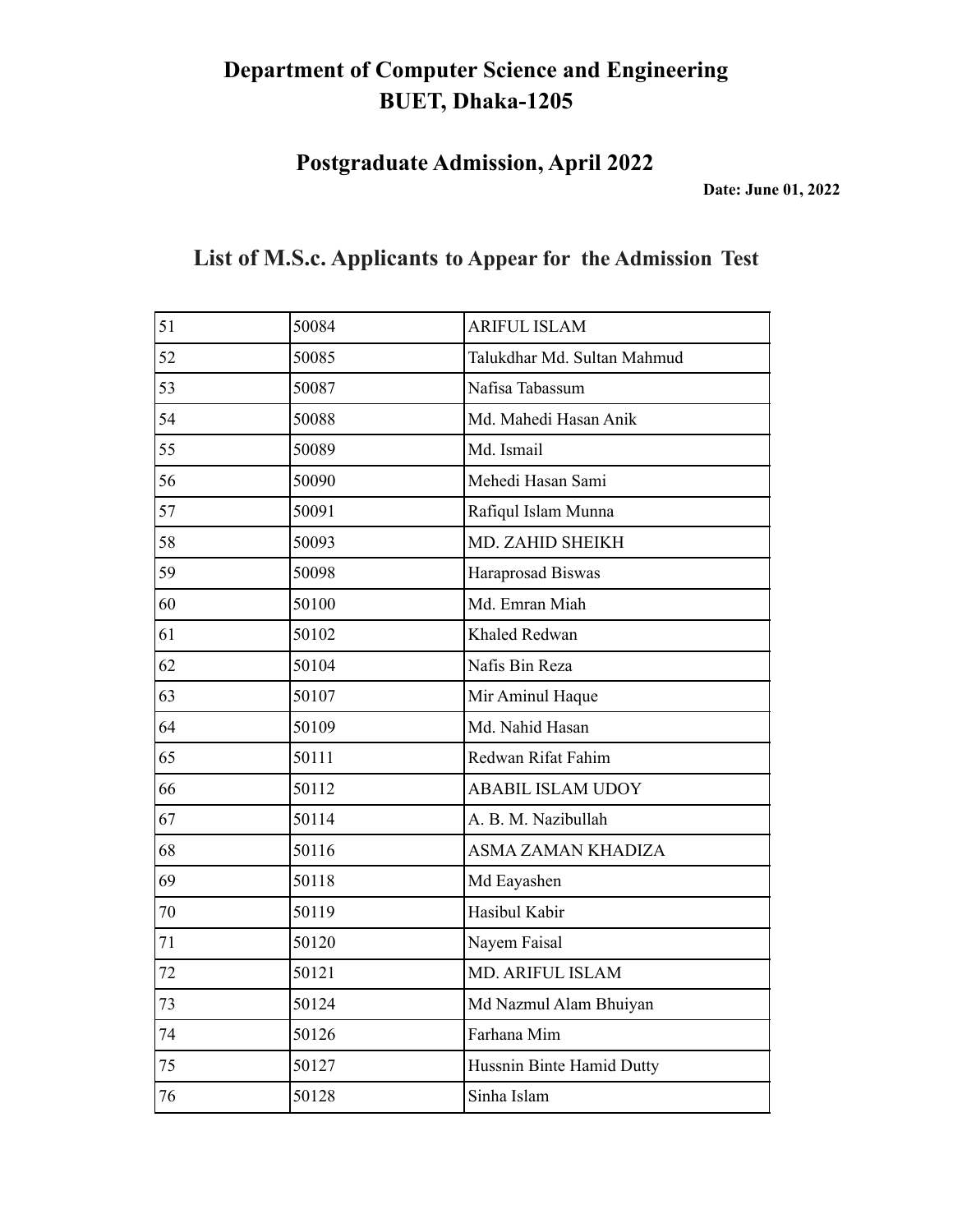# Department of Computer Science and Engineering
# BUET, Dhaka-1205

## Postgraduate Admission, April 2022

**Date: June 01, 2022**

## List of M.S.c. Applicants to Appear for the Admission Test

| | | |
|---|---|---|
| 51 | 50084 | ARIFUL ISLAM |
| 52 | 50085 | Talukdhar Md. Sultan Mahmud |
| 53 | 50087 | Nafisa Tabassum |
| 54 | 50088 | Md. Mahedi Hasan Anik |
| 55 | 50089 | Md. Ismail |
| 56 | 50090 | Mehedi Hasan Sami |
| 57 | 50091 | Rafiqul Islam Munna |
| 58 | 50093 | MD. ZAHID SHEIKH |
| 59 | 50098 | Haraprosad Biswas |
| 60 | 50100 | Md. Emran Miah |
| 61 | 50102 | Khaled Redwan |
| 62 | 50104 | Nafis Bin Reza |
| 63 | 50107 | Mir Aminul Haque |
| 64 | 50109 | Md. Nahid Hasan |
| 65 | 50111 | Redwan Rifat Fahim |
| 66 | 50112 | ABABIL ISLAM UDOY |
| 67 | 50114 | A. B. M. Nazibullah |
| 68 | 50116 | ASMA ZAMAN KHADIZA |
| 69 | 50118 | Md Eayashen |
| 70 | 50119 | Hasibul Kabir |
| 71 | 50120 | Nayem Faisal |
| 72 | 50121 | MD. ARIFUL ISLAM |
| 73 | 50124 | Md Nazmul Alam Bhuiyan |
| 74 | 50126 | Farhana Mim |
| 75 | 50127 | Hussnin Binte Hamid Dutty |
| 76 | 50128 | Sinha Islam |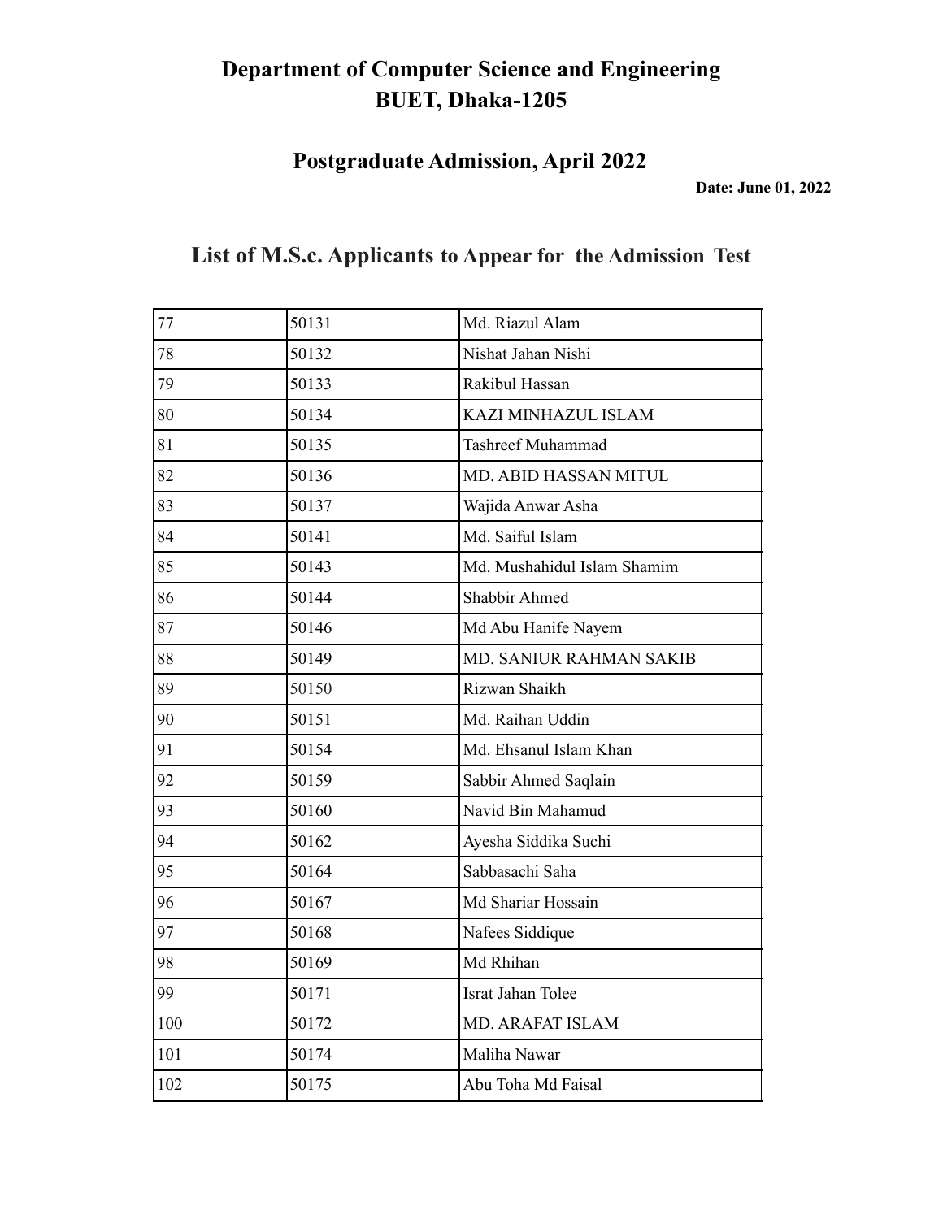# Department of Computer Science and Engineering
# BUET, Dhaka-1205

## Postgraduate Admission, April 2022

**Date: June 01, 2022**

## List of M.S.c. Applicants to Appear for the Admission Test

| | | |
|---|---|---|
| 77 | 50131 | Md. Riazul Alam |
| 78 | 50132 | Nishat Jahan Nishi |
| 79 | 50133 | Rakibul Hassan |
| 80 | 50134 | KAZI MINHAZUL ISLAM |
| 81 | 50135 | Tashreef Muhammad |
| 82 | 50136 | MD. ABID HASSAN MITUL |
| 83 | 50137 | Wajida Anwar Asha |
| 84 | 50141 | Md. Saiful Islam |
| 85 | 50143 | Md. Mushahidul Islam Shamim |
| 86 | 50144 | Shabbir Ahmed |
| 87 | 50146 | Md Abu Hanife Nayem |
| 88 | 50149 | MD. SANIUR RAHMAN SAKIB |
| 89 | 50150 | Rizwan Shaikh |
| 90 | 50151 | Md. Raihan Uddin |
| 91 | 50154 | Md. Ehsanul Islam Khan |
| 92 | 50159 | Sabbir Ahmed Saqlain |
| 93 | 50160 | Navid Bin Mahamud |
| 94 | 50162 | Ayesha Siddika Suchi |
| 95 | 50164 | Sabbasachi Saha |
| 96 | 50167 | Md Shariar Hossain |
| 97 | 50168 | Nafees Siddique |
| 98 | 50169 | Md Rhihan |
| 99 | 50171 | Israt Jahan Tolee |
| 100 | 50172 | MD. ARAFAT ISLAM |
| 101 | 50174 | Maliha Nawar |
| 102 | 50175 | Abu Toha Md Faisal |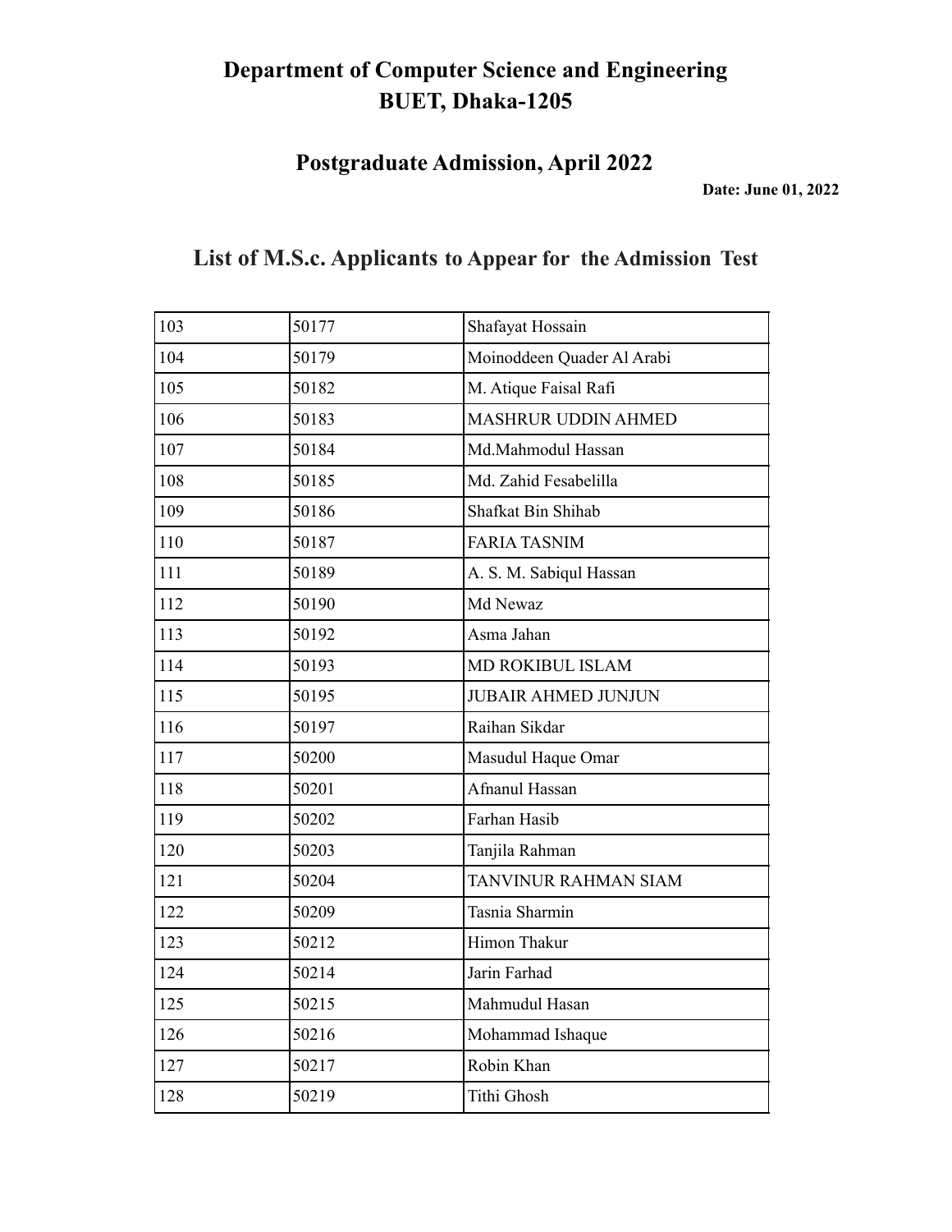# Department of Computer Science and Engineering
# BUET, Dhaka-1205

## Postgraduate Admission, April 2022

**Date: June 01, 2022**

## List of M.S.c. Applicants to Appear for the Admission Test

| | | |
|---|---|---|
| 103 | 50177 | Shafayat Hossain |
| 104 | 50179 | Moinoddeen Quader Al Arabi |
| 105 | 50182 | M. Atique Faisal Rafi |
| 106 | 50183 | MASHRUR UDDIN AHMED |
| 107 | 50184 | Md.Mahmodul Hassan |
| 108 | 50185 | Md. Zahid Fesabelilla |
| 109 | 50186 | Shafkat Bin Shihab |
| 110 | 50187 | FARIA TASNIM |
| 111 | 50189 | A. S. M. Sabiqul Hassan |
| 112 | 50190 | Md Newaz |
| 113 | 50192 | Asma Jahan |
| 114 | 50193 | MD ROKIBUL ISLAM |
| 115 | 50195 | JUBAIR AHMED JUNJUN |
| 116 | 50197 | Raihan Sikdar |
| 117 | 50200 | Masudul Haque Omar |
| 118 | 50201 | Afnanul Hassan |
| 119 | 50202 | Farhan Hasib |
| 120 | 50203 | Tanjila Rahman |
| 121 | 50204 | TANVINUR RAHMAN SIAM |
| 122 | 50209 | Tasnia Sharmin |
| 123 | 50212 | Himon Thakur |
| 124 | 50214 | Jarin Farhad |
| 125 | 50215 | Mahmudul Hasan |
| 126 | 50216 | Mohammad Ishaque |
| 127 | 50217 | Robin Khan |
| 128 | 50219 | Tithi Ghosh |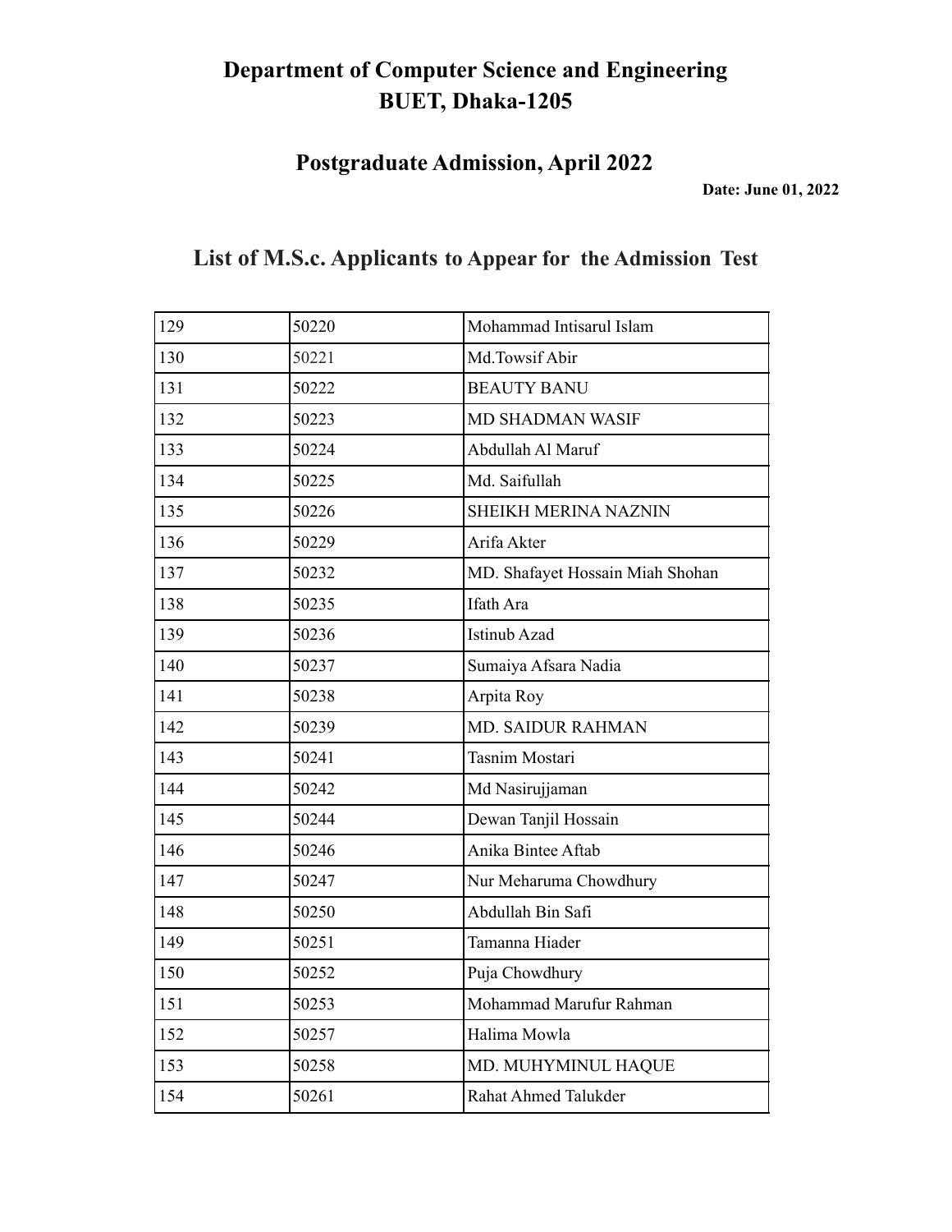# Department of Computer Science and Engineering
# BUET, Dhaka-1205

## Postgraduate Admission, April 2022

**Date: June 01, 2022**

## List of M.S.c. Applicants to Appear for the Admission Test

| | | |
|---|---|---|
| 129 | 50220 | Mohammad Intisarul Islam |
| 130 | 50221 | Md.Towsif Abir |
| 131 | 50222 | BEAUTY BANU |
| 132 | 50223 | MD SHADMAN WASIF |
| 133 | 50224 | Abdullah Al Maruf |
| 134 | 50225 | Md. Saifullah |
| 135 | 50226 | SHEIKH MERINA NAZNIN |
| 136 | 50229 | Arifa Akter |
| 137 | 50232 | MD. Shafayet Hossain Miah Shohan |
| 138 | 50235 | Ifath Ara |
| 139 | 50236 | Istinub Azad |
| 140 | 50237 | Sumaiya Afsara Nadia |
| 141 | 50238 | Arpita Roy |
| 142 | 50239 | MD. SAIDUR RAHMAN |
| 143 | 50241 | Tasnim Mostari |
| 144 | 50242 | Md Nasirujjaman |
| 145 | 50244 | Dewan Tanjil Hossain |
| 146 | 50246 | Anika Bintee Aftab |
| 147 | 50247 | Nur Meharuma Chowdhury |
| 148 | 50250 | Abdullah Bin Safi |
| 149 | 50251 | Tamanna Hiader |
| 150 | 50252 | Puja Chowdhury |
| 151 | 50253 | Mohammad Marufur Rahman |
| 152 | 50257 | Halima Mowla |
| 153 | 50258 | MD. MUHYMINUL HAQUE |
| 154 | 50261 | Rahat Ahmed Talukder |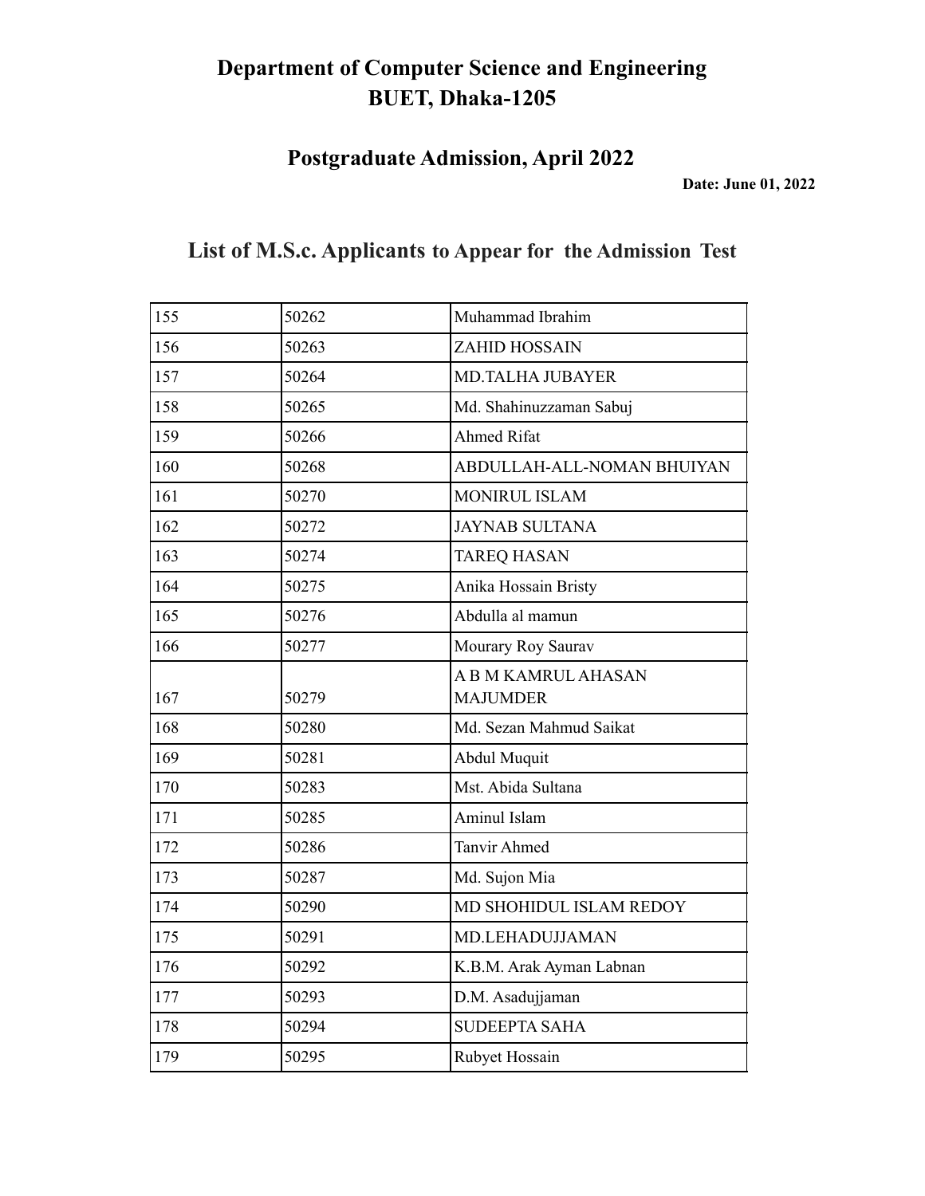# Department of Computer Science and Engineering
# BUET, Dhaka-1205

## Postgraduate Admission, April 2022

**Date: June 01, 2022**

## List of M.S.c. Applicants to Appear for the Admission Test

| | | |
|---|---|---|
| 155 | 50262 | Muhammad Ibrahim |
| 156 | 50263 | ZAHID HOSSAIN |
| 157 | 50264 | MD.TALHA JUBAYER |
| 158 | 50265 | Md. Shahinuzzaman Sabuj |
| 159 | 50266 | Ahmed Rifat |
| 160 | 50268 | ABDULLAH-ALL-NOMAN BHUIYAN |
| 161 | 50270 | MONIRUL ISLAM |
| 162 | 50272 | JAYNAB SULTANA |
| 163 | 50274 | TAREQ HASAN |
| 164 | 50275 | Anika Hossain Bristy |
| 165 | 50276 | Abdulla al mamun |
| 166 | 50277 | Mourary Roy Saurav |
| 167 | 50279 | A B M KAMRUL AHASAN MAJUMDER |
| 168 | 50280 | Md. Sezan Mahmud Saikat |
| 169 | 50281 | Abdul Muquit |
| 170 | 50283 | Mst. Abida Sultana |
| 171 | 50285 | Aminul Islam |
| 172 | 50286 | Tanvir Ahmed |
| 173 | 50287 | Md. Sujon Mia |
| 174 | 50290 | MD SHOHIDUL ISLAM REDOY |
| 175 | 50291 | MD.LEHADUJJAMAN |
| 176 | 50292 | K.B.M. Arak Ayman Labnan |
| 177 | 50293 | D.M. Asadujjaman |
| 178 | 50294 | SUDEEPTA SAHA |
| 179 | 50295 | Rubyet Hossain |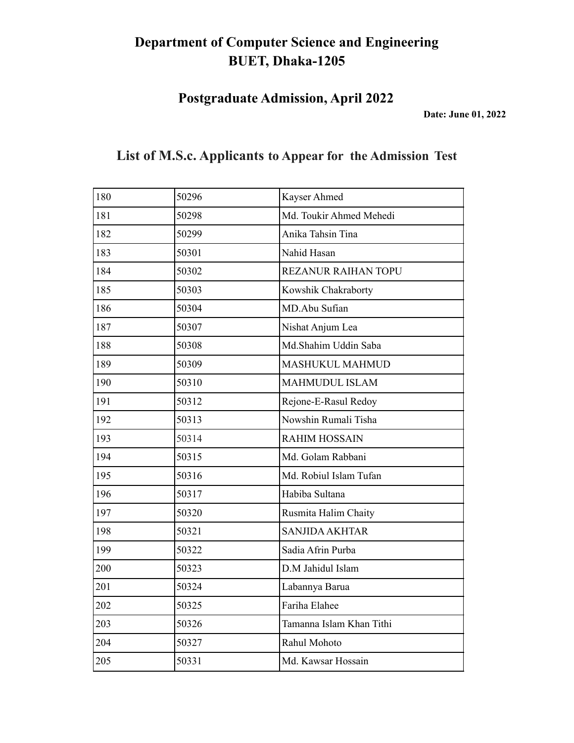# Department of Computer Science and Engineering
# BUET, Dhaka-1205

## Postgraduate Admission, April 2022

**Date: June 01, 2022**

## List of M.S.c. Applicants to Appear for the Admission Test

| | | |
|---|---|---|
| 180 | 50296 | Kayser Ahmed |
| 181 | 50298 | Md. Toukir Ahmed Mehedi |
| 182 | 50299 | Anika Tahsin Tina |
| 183 | 50301 | Nahid Hasan |
| 184 | 50302 | REZANUR RAIHAN TOPU |
| 185 | 50303 | Kowshik Chakraborty |
| 186 | 50304 | MD.Abu Sufian |
| 187 | 50307 | Nishat Anjum Lea |
| 188 | 50308 | Md.Shahim Uddin Saba |
| 189 | 50309 | MASHUKUL MAHMUD |
| 190 | 50310 | MAHMUDUL ISLAM |
| 191 | 50312 | Rejone-E-Rasul Redoy |
| 192 | 50313 | Nowshin Rumali Tisha |
| 193 | 50314 | RAHIM HOSSAIN |
| 194 | 50315 | Md. Golam Rabbani |
| 195 | 50316 | Md. Robiul Islam Tufan |
| 196 | 50317 | Habiba Sultana |
| 197 | 50320 | Rusmita Halim Chaity |
| 198 | 50321 | SANJIDA AKHTAR |
| 199 | 50322 | Sadia Afrin Purba |
| 200 | 50323 | D.M Jahidul Islam |
| 201 | 50324 | Labannya Barua |
| 202 | 50325 | Fariha Elahee |
| 203 | 50326 | Tamanna Islam Khan Tithi |
| 204 | 50327 | Rahul Mohoto |
| 205 | 50331 | Md. Kawsar Hossain |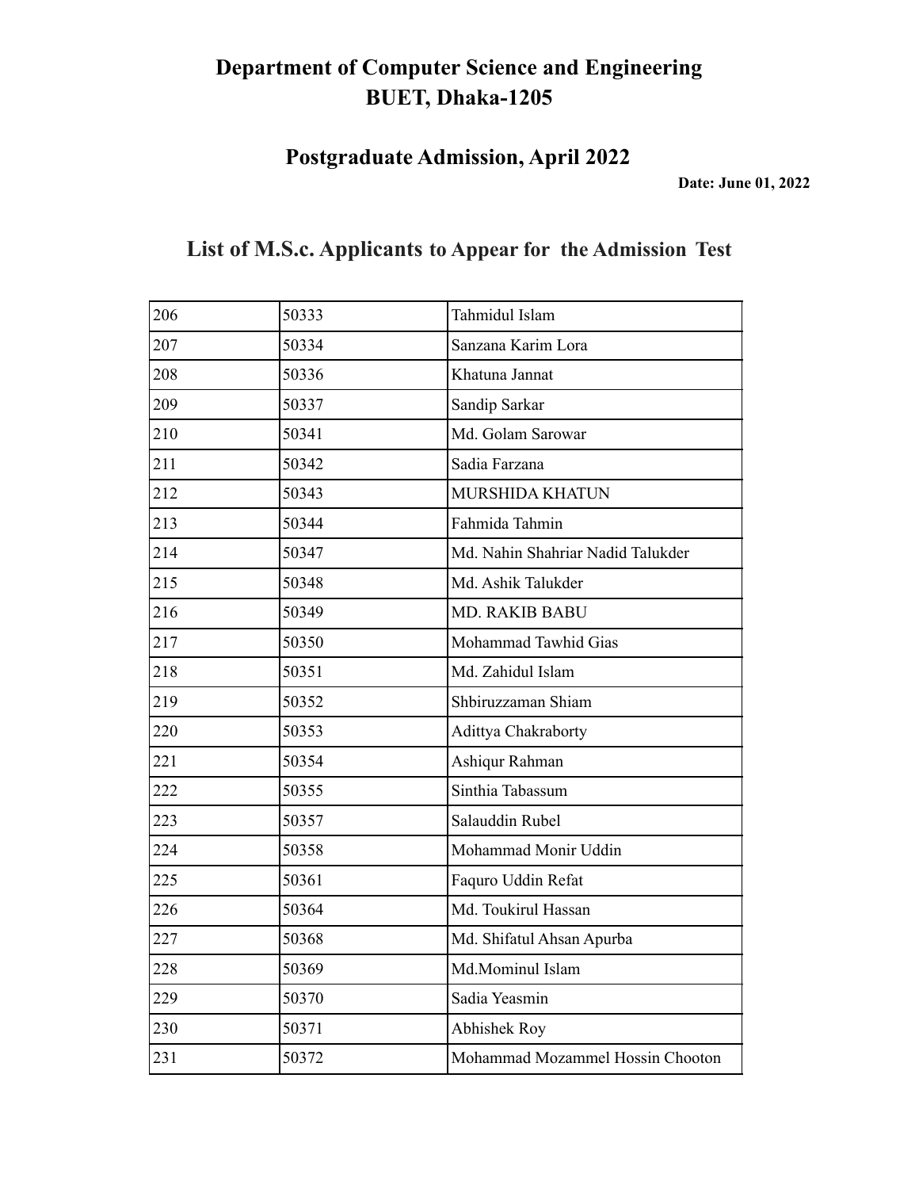# Department of Computer Science and Engineering
# BUET, Dhaka-1205

## Postgraduate Admission, April 2022

**Date: June 01, 2022**

## List of M.S.c. Applicants to Appear for the Admission Test

| | | |
|---|---|---|
| 206 | 50333 | Tahmidul Islam |
| 207 | 50334 | Sanzana Karim Lora |
| 208 | 50336 | Khatuna Jannat |
| 209 | 50337 | Sandip Sarkar |
| 210 | 50341 | Md. Golam Sarowar |
| 211 | 50342 | Sadia Farzana |
| 212 | 50343 | MURSHIDA KHATUN |
| 213 | 50344 | Fahmida Tahmin |
| 214 | 50347 | Md. Nahin Shahriar Nadid Talukder |
| 215 | 50348 | Md. Ashik Talukder |
| 216 | 50349 | MD. RAKIB BABU |
| 217 | 50350 | Mohammad Tawhid Gias |
| 218 | 50351 | Md. Zahidul Islam |
| 219 | 50352 | Shbiruzzaman Shiam |
| 220 | 50353 | Adittya Chakraborty |
| 221 | 50354 | Ashiqur Rahman |
| 222 | 50355 | Sinthia Tabassum |
| 223 | 50357 | Salauddin Rubel |
| 224 | 50358 | Mohammad Monir Uddin |
| 225 | 50361 | Faquro Uddin Refat |
| 226 | 50364 | Md. Toukirul Hassan |
| 227 | 50368 | Md. Shifatul Ahsan Apurba |
| 228 | 50369 | Md.Mominul Islam |
| 229 | 50370 | Sadia Yeasmin |
| 230 | 50371 | Abhishek Roy |
| 231 | 50372 | Mohammad Mozammel Hossin Chooton |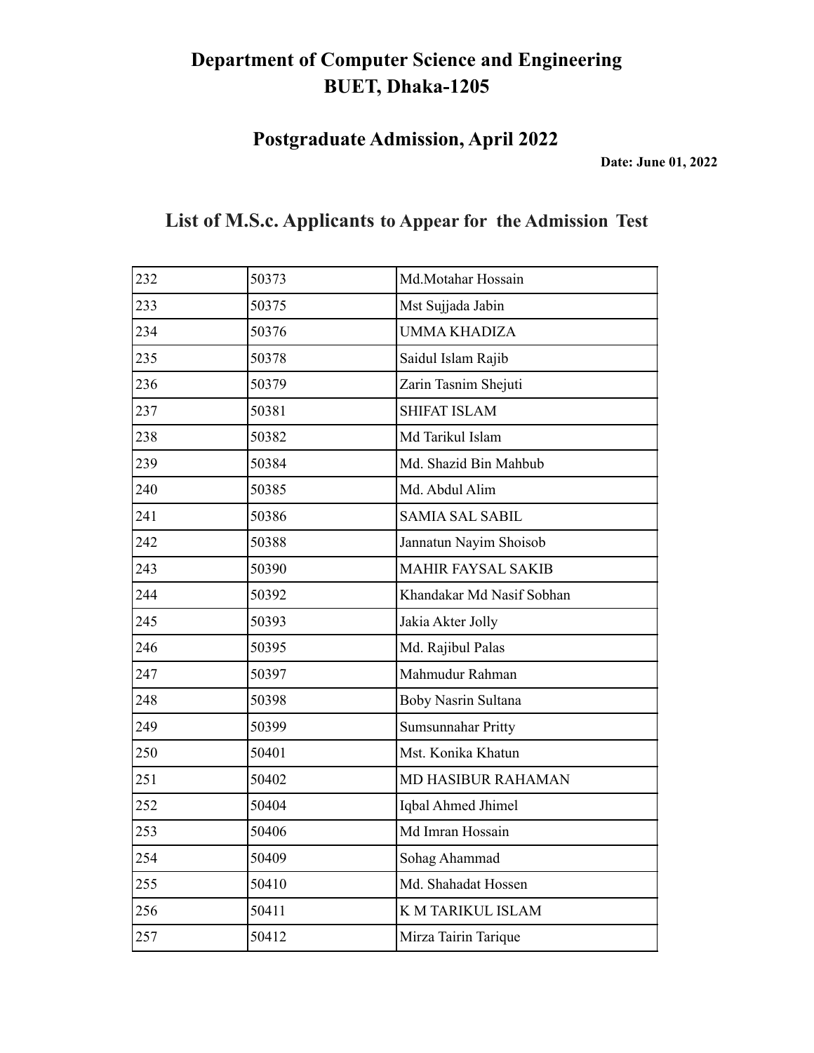# Department of Computer Science and Engineering
# BUET, Dhaka-1205

## Postgraduate Admission, April 2022

**Date: June 01, 2022**

## List of M.S.c. Applicants to Appear for the Admission Test

| | | |
|---|---|---|
| 232 | 50373 | Md.Motahar Hossain |
| 233 | 50375 | Mst Sujjada Jabin |
| 234 | 50376 | UMMA KHADIZA |
| 235 | 50378 | Saidul Islam Rajib |
| 236 | 50379 | Zarin Tasnim Shejuti |
| 237 | 50381 | SHIFAT ISLAM |
| 238 | 50382 | Md Tarikul Islam |
| 239 | 50384 | Md. Shazid Bin Mahbub |
| 240 | 50385 | Md. Abdul Alim |
| 241 | 50386 | SAMIA SAL SABIL |
| 242 | 50388 | Jannatun Nayim Shoisob |
| 243 | 50390 | MAHIR FAYSAL SAKIB |
| 244 | 50392 | Khandakar Md Nasif Sobhan |
| 245 | 50393 | Jakia Akter Jolly |
| 246 | 50395 | Md. Rajibul Palas |
| 247 | 50397 | Mahmudur Rahman |
| 248 | 50398 | Boby Nasrin Sultana |
| 249 | 50399 | Sumsunnahar Pritty |
| 250 | 50401 | Mst. Konika Khatun |
| 251 | 50402 | MD HASIBUR RAHAMAN |
| 252 | 50404 | Iqbal Ahmed Jhimel |
| 253 | 50406 | Md Imran Hossain |
| 254 | 50409 | Sohag Ahammad |
| 255 | 50410 | Md. Shahadat Hossen |
| 256 | 50411 | K M TARIKUL ISLAM |
| 257 | 50412 | Mirza Tairin Tarique |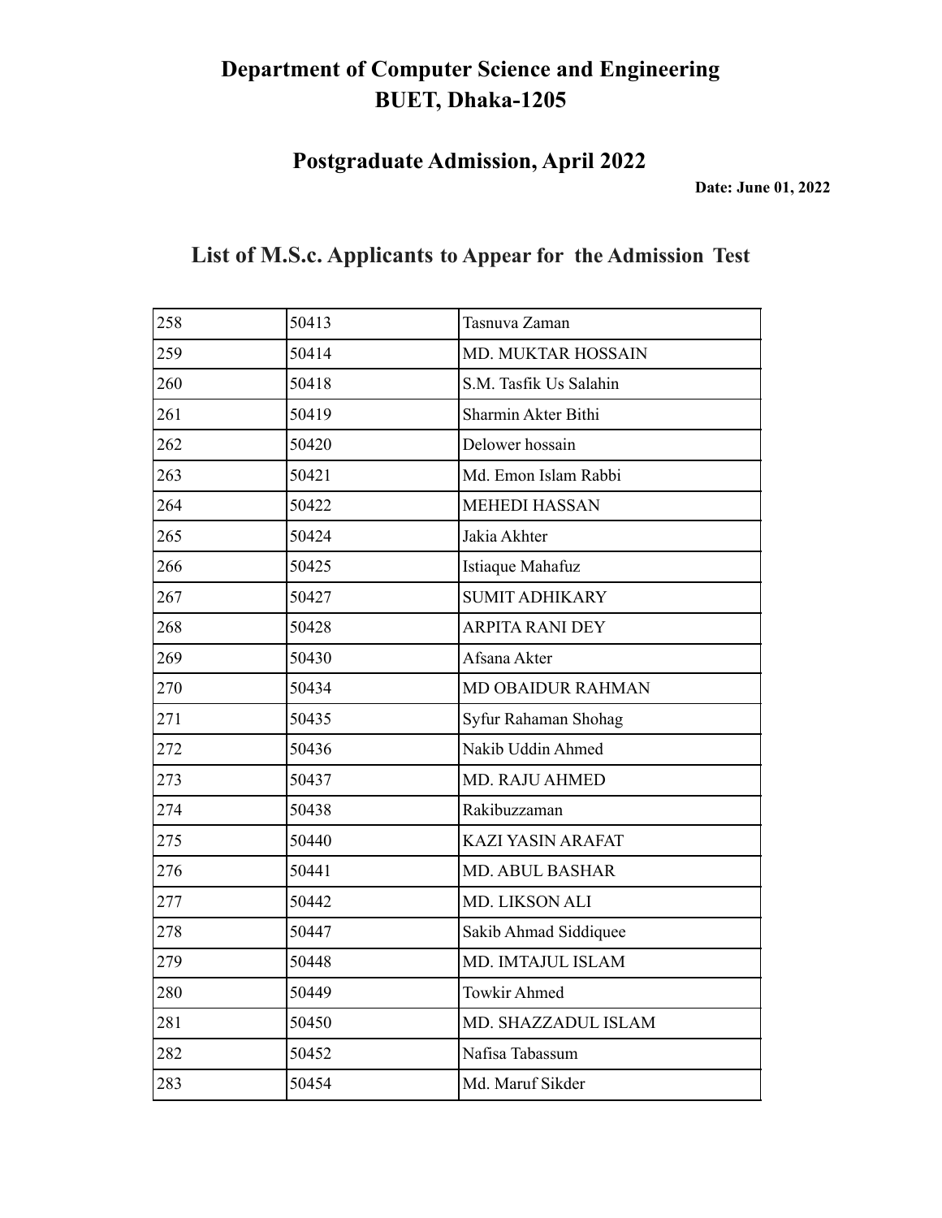# Department of Computer Science and Engineering
# BUET, Dhaka-1205

## Postgraduate Admission, April 2022

**Date: June 01, 2022**

## List of M.S.c. Applicants to Appear for the Admission Test

| | | |
|---|---|---|
| 258 | 50413 | Tasnuva Zaman |
| 259 | 50414 | MD. MUKTAR HOSSAIN |
| 260 | 50418 | S.M. Tasfik Us Salahin |
| 261 | 50419 | Sharmin Akter Bithi |
| 262 | 50420 | Delower hossain |
| 263 | 50421 | Md. Emon Islam Rabbi |
| 264 | 50422 | MEHEDI HASSAN |
| 265 | 50424 | Jakia Akhter |
| 266 | 50425 | Istiaque Mahafuz |
| 267 | 50427 | SUMIT ADHIKARY |
| 268 | 50428 | ARPITA RANI DEY |
| 269 | 50430 | Afsana Akter |
| 270 | 50434 | MD OBAIDUR RAHMAN |
| 271 | 50435 | Syfur Rahaman Shohag |
| 272 | 50436 | Nakib Uddin Ahmed |
| 273 | 50437 | MD. RAJU AHMED |
| 274 | 50438 | Rakibuzzaman |
| 275 | 50440 | KAZI YASIN ARAFAT |
| 276 | 50441 | MD. ABUL BASHAR |
| 277 | 50442 | MD. LIKSON ALI |
| 278 | 50447 | Sakib Ahmad Siddiquee |
| 279 | 50448 | MD. IMTAJUL ISLAM |
| 280 | 50449 | Towkir Ahmed |
| 281 | 50450 | MD. SHAZZADUL ISLAM |
| 282 | 50452 | Nafisa Tabassum |
| 283 | 50454 | Md. Maruf Sikder |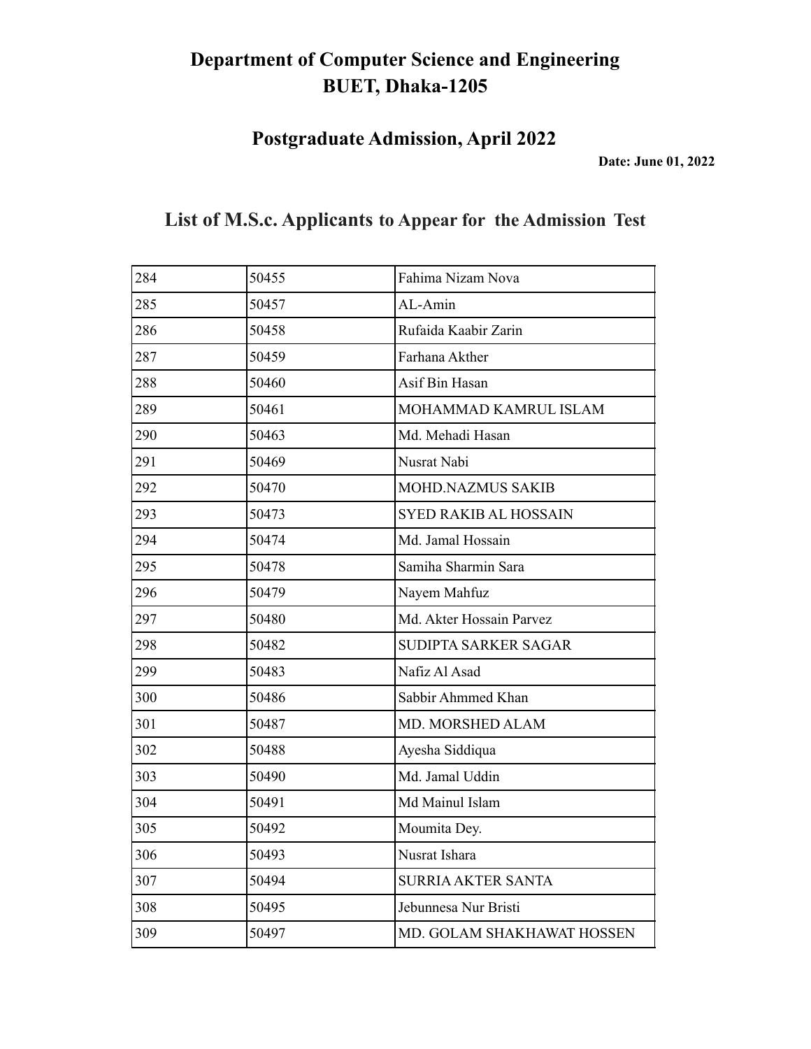# Department of Computer Science and Engineering
# BUET, Dhaka-1205

## Postgraduate Admission, April 2022

**Date: June 01, 2022**

## List of M.S.c. Applicants to Appear for the Admission Test

| | | |
|---|---|---|
| 284 | 50455 | Fahima Nizam Nova |
| 285 | 50457 | AL-Amin |
| 286 | 50458 | Rufaida Kaabir Zarin |
| 287 | 50459 | Farhana Akther |
| 288 | 50460 | Asif Bin Hasan |
| 289 | 50461 | MOHAMMAD KAMRUL ISLAM |
| 290 | 50463 | Md. Mehadi Hasan |
| 291 | 50469 | Nusrat Nabi |
| 292 | 50470 | MOHD.NAZMUS SAKIB |
| 293 | 50473 | SYED RAKIB AL HOSSAIN |
| 294 | 50474 | Md. Jamal Hossain |
| 295 | 50478 | Samiha Sharmin Sara |
| 296 | 50479 | Nayem Mahfuz |
| 297 | 50480 | Md. Akter Hossain Parvez |
| 298 | 50482 | SUDIPTA SARKER SAGAR |
| 299 | 50483 | Nafiz Al Asad |
| 300 | 50486 | Sabbir Ahmmed Khan |
| 301 | 50487 | MD. MORSHED ALAM |
| 302 | 50488 | Ayesha Siddiqua |
| 303 | 50490 | Md. Jamal Uddin |
| 304 | 50491 | Md Mainul Islam |
| 305 | 50492 | Moumita Dey. |
| 306 | 50493 | Nusrat Ishara |
| 307 | 50494 | SURRIA AKTER SANTA |
| 308 | 50495 | Jebunnesa Nur Bristi |
| 309 | 50497 | MD. GOLAM SHAKHAWAT HOSSEN |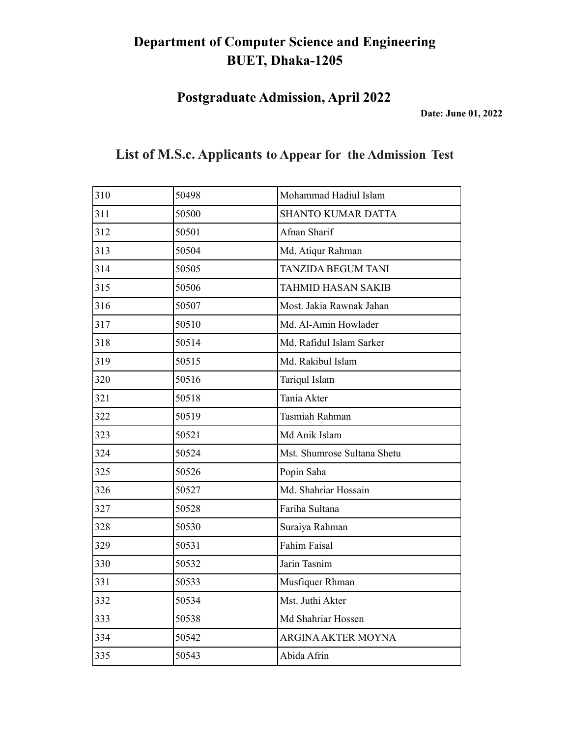# Department of Computer Science and Engineering
# BUET, Dhaka-1205

## Postgraduate Admission, April 2022

**Date: June 01, 2022**

## List of M.S.c. Applicants to Appear for the Admission Test

| | | |
|---|---|---|
| 310 | 50498 | Mohammad Hadiul Islam |
| 311 | 50500 | SHANTO KUMAR DATTA |
| 312 | 50501 | Afnan Sharif |
| 313 | 50504 | Md. Atiqur Rahman |
| 314 | 50505 | TANZIDA BEGUM TANI |
| 315 | 50506 | TAHMID HASAN SAKIB |
| 316 | 50507 | Most. Jakia Rawnak Jahan |
| 317 | 50510 | Md. Al-Amin Howlader |
| 318 | 50514 | Md. Rafidul Islam Sarker |
| 319 | 50515 | Md. Rakibul Islam |
| 320 | 50516 | Tariqul Islam |
| 321 | 50518 | Tania Akter |
| 322 | 50519 | Tasmiah Rahman |
| 323 | 50521 | Md Anik Islam |
| 324 | 50524 | Mst. Shumrose Sultana Shetu |
| 325 | 50526 | Popin Saha |
| 326 | 50527 | Md. Shahriar Hossain |
| 327 | 50528 | Fariha Sultana |
| 328 | 50530 | Suraiya Rahman |
| 329 | 50531 | Fahim Faisal |
| 330 | 50532 | Jarin Tasnim |
| 331 | 50533 | Musfiquer Rhman |
| 332 | 50534 | Mst. Juthi Akter |
| 333 | 50538 | Md Shahriar Hossen |
| 334 | 50542 | ARGINA AKTER MOYNA |
| 335 | 50543 | Abida Afrin |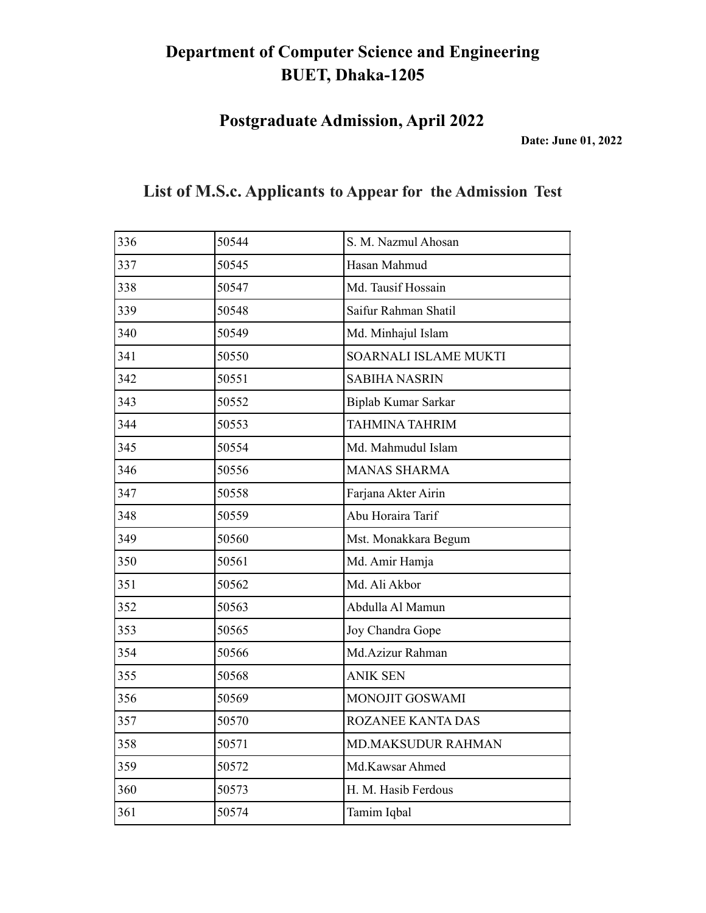# Department of Computer Science and Engineering
# BUET, Dhaka-1205

## Postgraduate Admission, April 2022

**Date: June 01, 2022**

## List of M.S.c. Applicants to Appear for the Admission Test

| | | |
|---|---|---|
| 336 | 50544 | S. M. Nazmul Ahosan |
| 337 | 50545 | Hasan Mahmud |
| 338 | 50547 | Md. Tausif Hossain |
| 339 | 50548 | Saifur Rahman Shatil |
| 340 | 50549 | Md. Minhajul Islam |
| 341 | 50550 | SOARNALI ISLAME MUKTI |
| 342 | 50551 | SABIHA NASRIN |
| 343 | 50552 | Biplab Kumar Sarkar |
| 344 | 50553 | TAHMINA TAHRIM |
| 345 | 50554 | Md. Mahmudul Islam |
| 346 | 50556 | MANAS SHARMA |
| 347 | 50558 | Farjana Akter Airin |
| 348 | 50559 | Abu Horaira Tarif |
| 349 | 50560 | Mst. Monakkara Begum |
| 350 | 50561 | Md. Amir Hamja |
| 351 | 50562 | Md. Ali Akbor |
| 352 | 50563 | Abdulla Al Mamun |
| 353 | 50565 | Joy Chandra Gope |
| 354 | 50566 | Md.Azizur Rahman |
| 355 | 50568 | ANIK SEN |
| 356 | 50569 | MONOJIT GOSWAMI |
| 357 | 50570 | ROZANEE KANTA DAS |
| 358 | 50571 | MD.MAKSUDUR RAHMAN |
| 359 | 50572 | Md.Kawsar Ahmed |
| 360 | 50573 | H. M. Hasib Ferdous |
| 361 | 50574 | Tamim Iqbal |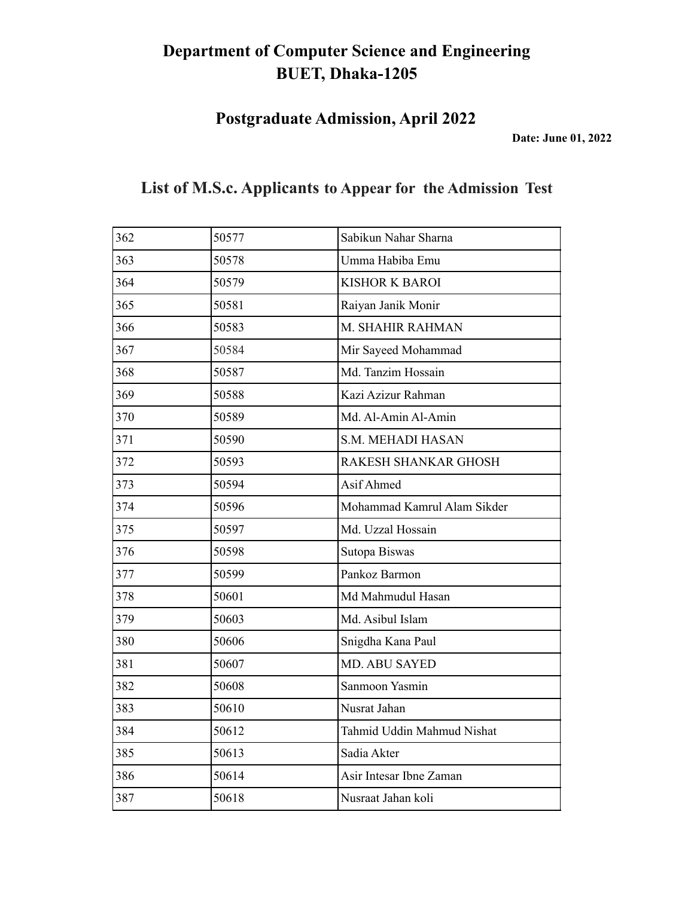# Department of Computer Science and Engineering
# BUET, Dhaka-1205

## Postgraduate Admission, April 2022

**Date: June 01, 2022**

## List of M.S.c. Applicants to Appear for the Admission Test

| | | |
|---|---|---|
| 362 | 50577 | Sabikun Nahar Sharna |
| 363 | 50578 | Umma Habiba Emu |
| 364 | 50579 | KISHOR K BAROI |
| 365 | 50581 | Raiyan Janik Monir |
| 366 | 50583 | M. SHAHIR RAHMAN |
| 367 | 50584 | Mir Sayeed Mohammad |
| 368 | 50587 | Md. Tanzim Hossain |
| 369 | 50588 | Kazi Azizur Rahman |
| 370 | 50589 | Md. Al-Amin Al-Amin |
| 371 | 50590 | S.M. MEHADI HASAN |
| 372 | 50593 | RAKESH SHANKAR GHOSH |
| 373 | 50594 | Asif Ahmed |
| 374 | 50596 | Mohammad Kamrul Alam Sikder |
| 375 | 50597 | Md. Uzzal Hossain |
| 376 | 50598 | Sutopa Biswas |
| 377 | 50599 | Pankoz Barmon |
| 378 | 50601 | Md Mahmudul Hasan |
| 379 | 50603 | Md. Asibul Islam |
| 380 | 50606 | Snigdha Kana Paul |
| 381 | 50607 | MD. ABU SAYED |
| 382 | 50608 | Sanmoon Yasmin |
| 383 | 50610 | Nusrat Jahan |
| 384 | 50612 | Tahmid Uddin Mahmud Nishat |
| 385 | 50613 | Sadia Akter |
| 386 | 50614 | Asir Intesar Ibne Zaman |
| 387 | 50618 | Nusraat Jahan koli |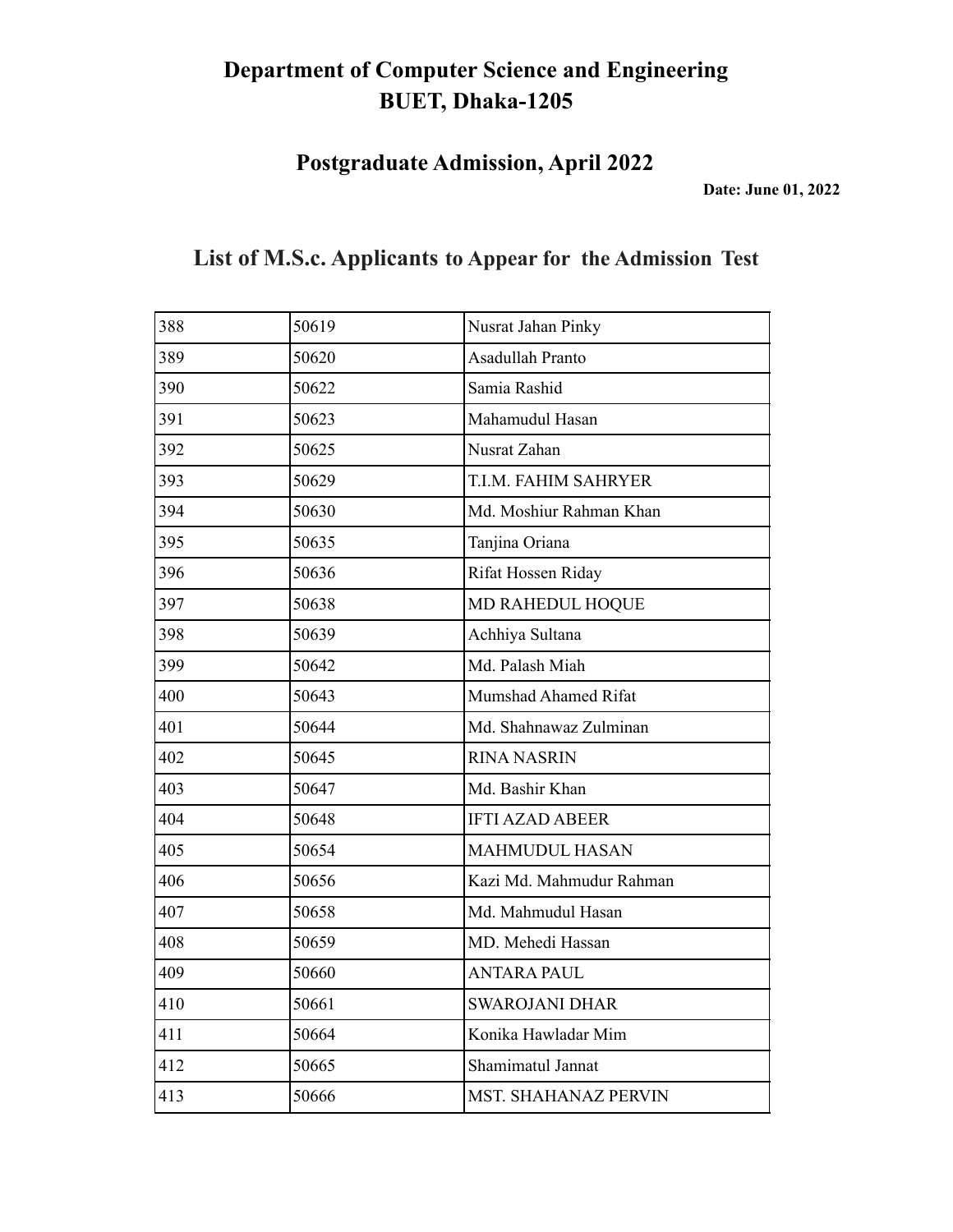# Department of Computer Science and Engineering
# BUET, Dhaka-1205

## Postgraduate Admission, April 2022

**Date: June 01, 2022**

## List of M.S.c. Applicants to Appear for the Admission Test

| | | |
|---|---|---|
| 388 | 50619 | Nusrat Jahan Pinky |
| 389 | 50620 | Asadullah Pranto |
| 390 | 50622 | Samia Rashid |
| 391 | 50623 | Mahamudul Hasan |
| 392 | 50625 | Nusrat Zahan |
| 393 | 50629 | T.I.M. FAHIM SAHRYER |
| 394 | 50630 | Md. Moshiur Rahman Khan |
| 395 | 50635 | Tanjina Oriana |
| 396 | 50636 | Rifat Hossen Riday |
| 397 | 50638 | MD RAHEDUL HOQUE |
| 398 | 50639 | Achhiya Sultana |
| 399 | 50642 | Md. Palash Miah |
| 400 | 50643 | Mumshad Ahamed Rifat |
| 401 | 50644 | Md. Shahnawaz Zulminan |
| 402 | 50645 | RINA NASRIN |
| 403 | 50647 | Md. Bashir Khan |
| 404 | 50648 | IFTI AZAD ABEER |
| 405 | 50654 | MAHMUDUL HASAN |
| 406 | 50656 | Kazi Md. Mahmudur Rahman |
| 407 | 50658 | Md. Mahmudul Hasan |
| 408 | 50659 | MD. Mehedi Hassan |
| 409 | 50660 | ANTARA PAUL |
| 410 | 50661 | SWAROJANI DHAR |
| 411 | 50664 | Konika Hawladar Mim |
| 412 | 50665 | Shamimatul Jannat |
| 413 | 50666 | MST. SHAHANAZ PERVIN |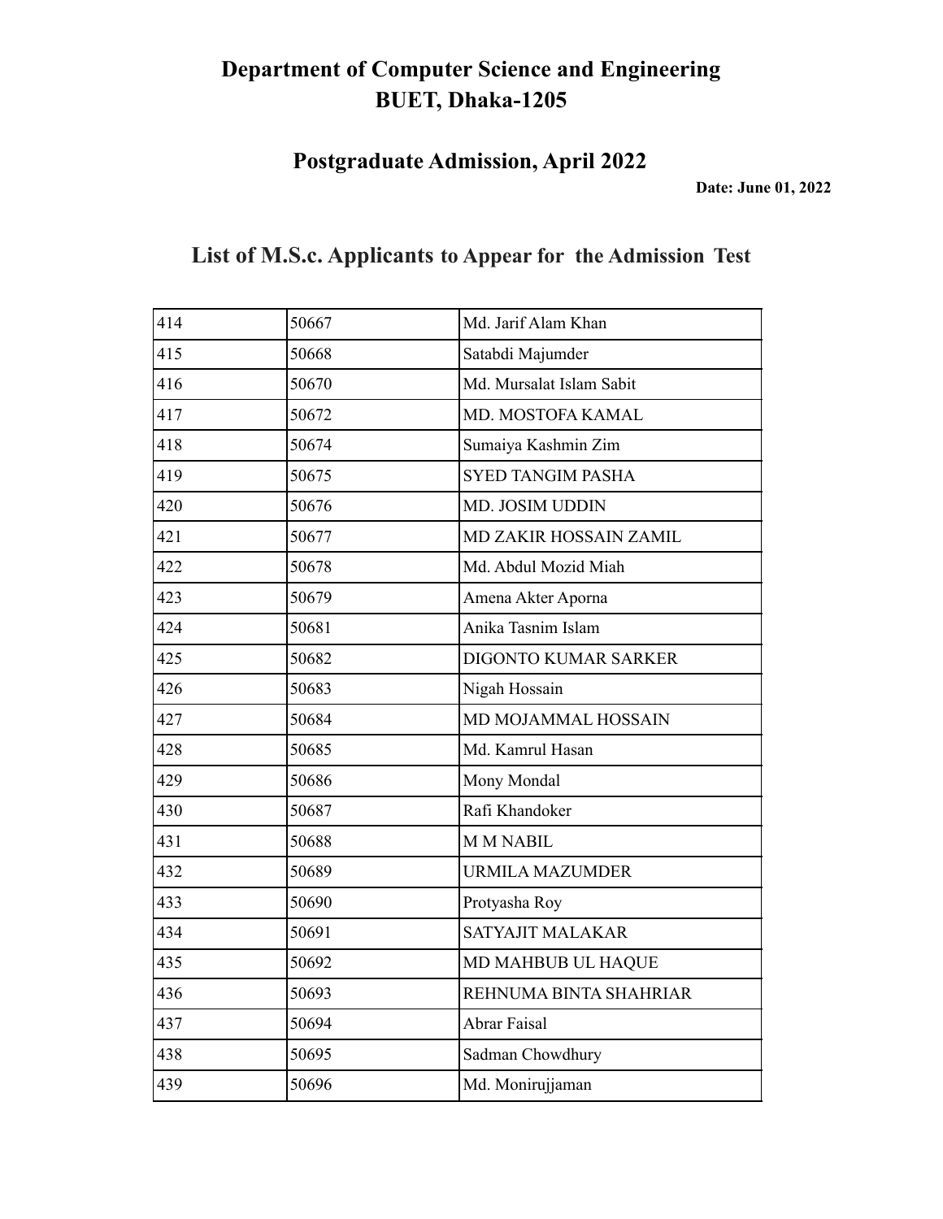# Department of Computer Science and Engineering
# BUET, Dhaka-1205

## Postgraduate Admission, April 2022

**Date: June 01, 2022**

## List of M.S.c. Applicants to Appear for the Admission Test

| | | |
|---|---|---|
| 414 | 50667 | Md. Jarif Alam Khan |
| 415 | 50668 | Satabdi Majumder |
| 416 | 50670 | Md. Mursalat Islam Sabit |
| 417 | 50672 | MD. MOSTOFA KAMAL |
| 418 | 50674 | Sumaiya Kashmin Zim |
| 419 | 50675 | SYED TANGIM PASHA |
| 420 | 50676 | MD. JOSIM UDDIN |
| 421 | 50677 | MD ZAKIR HOSSAIN ZAMIL |
| 422 | 50678 | Md. Abdul Mozid Miah |
| 423 | 50679 | Amena Akter Aporna |
| 424 | 50681 | Anika Tasnim Islam |
| 425 | 50682 | DIGONTO KUMAR SARKER |
| 426 | 50683 | Nigah Hossain |
| 427 | 50684 | MD MOJAMMAL HOSSAIN |
| 428 | 50685 | Md. Kamrul Hasan |
| 429 | 50686 | Mony Mondal |
| 430 | 50687 | Rafi Khandoker |
| 431 | 50688 | M M NABIL |
| 432 | 50689 | URMILA MAZUMDER |
| 433 | 50690 | Protyasha Roy |
| 434 | 50691 | SATYAJIT MALAKAR |
| 435 | 50692 | MD MAHBUB UL HAQUE |
| 436 | 50693 | REHNUMA BINTA SHAHRIAR |
| 437 | 50694 | Abrar Faisal |
| 438 | 50695 | Sadman Chowdhury |
| 439 | 50696 | Md. Monirujjaman |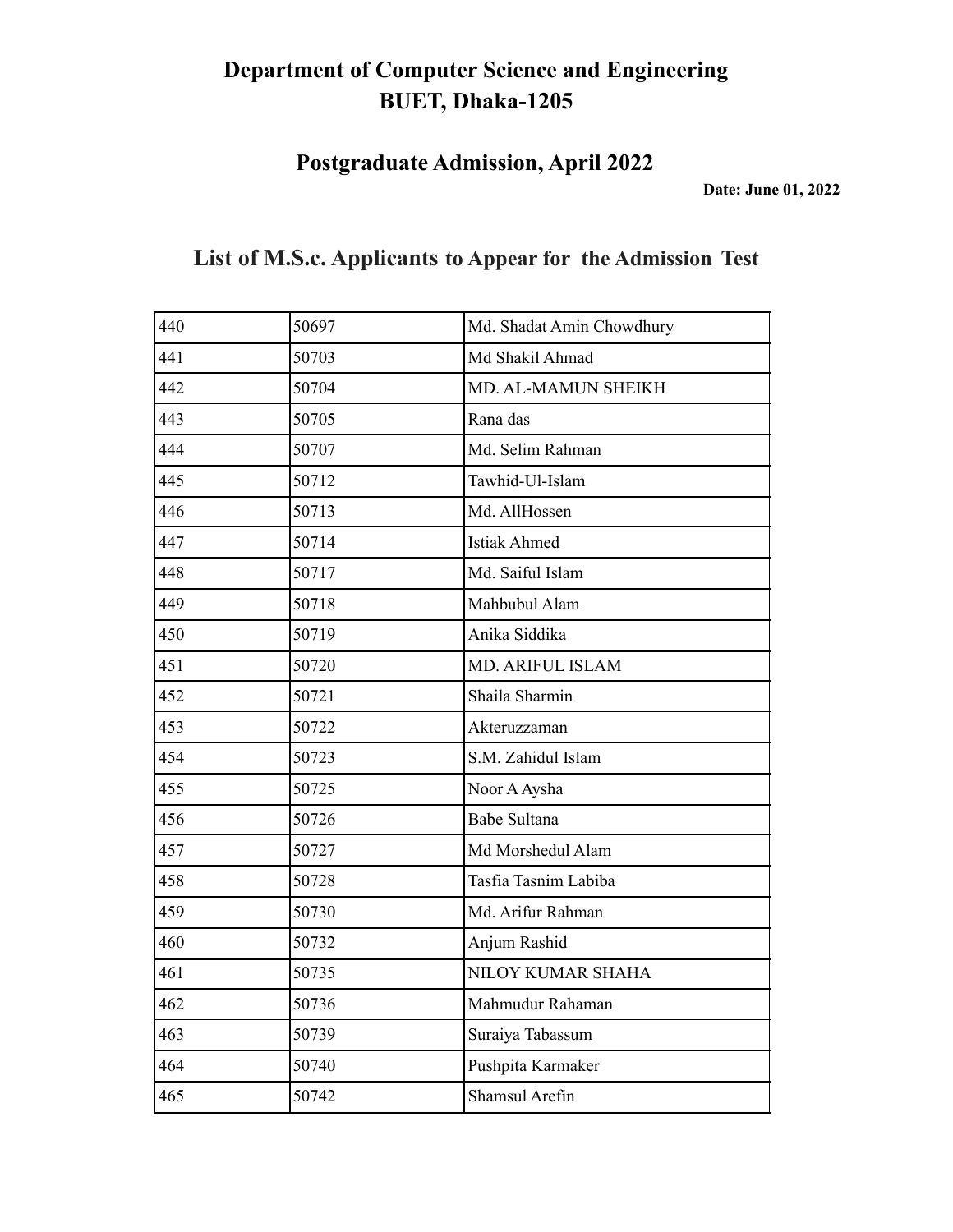# Department of Computer Science and Engineering
# BUET, Dhaka-1205

## Postgraduate Admission, April 2022

**Date: June 01, 2022**

## List of M.S.c. Applicants to Appear for the Admission Test

| | | |
|---|---|---|
| 440 | 50697 | Md. Shadat Amin Chowdhury |
| 441 | 50703 | Md Shakil Ahmad |
| 442 | 50704 | MD. AL-MAMUN SHEIKH |
| 443 | 50705 | Rana das |
| 444 | 50707 | Md. Selim Rahman |
| 445 | 50712 | Tawhid-Ul-Islam |
| 446 | 50713 | Md. AllHossen |
| 447 | 50714 | Istiak Ahmed |
| 448 | 50717 | Md. Saiful Islam |
| 449 | 50718 | Mahbubul Alam |
| 450 | 50719 | Anika Siddika |
| 451 | 50720 | MD. ARIFUL ISLAM |
| 452 | 50721 | Shaila Sharmin |
| 453 | 50722 | Akteruzzaman |
| 454 | 50723 | S.M. Zahidul Islam |
| 455 | 50725 | Noor A Aysha |
| 456 | 50726 | Babe Sultana |
| 457 | 50727 | Md Morshedul Alam |
| 458 | 50728 | Tasfia Tasnim Labiba |
| 459 | 50730 | Md. Arifur Rahman |
| 460 | 50732 | Anjum Rashid |
| 461 | 50735 | NILOY KUMAR SHAHA |
| 462 | 50736 | Mahmudur Rahaman |
| 463 | 50739 | Suraiya Tabassum |
| 464 | 50740 | Pushpita Karmaker |
| 465 | 50742 | Shamsul Arefin |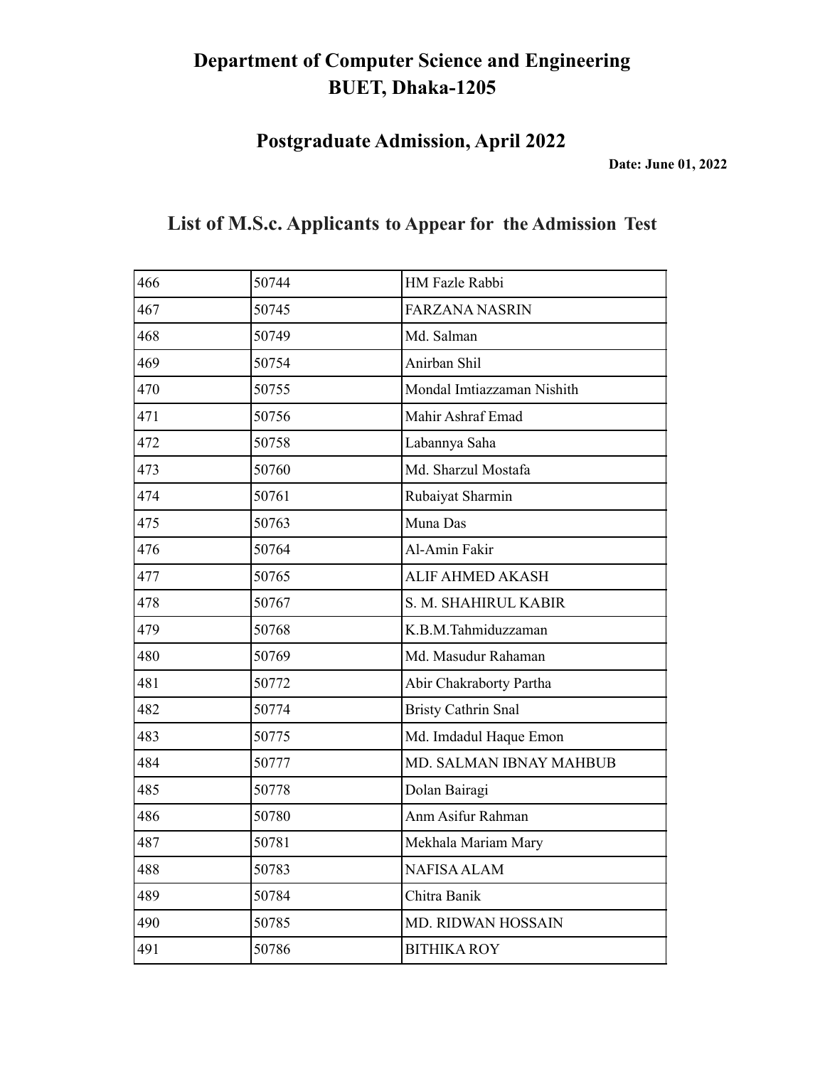# Department of Computer Science and Engineering
# BUET, Dhaka-1205

## Postgraduate Admission, April 2022

**Date: June 01, 2022**

## List of M.S.c. Applicants to Appear for the Admission Test

| | | |
|---|---|---|
| 466 | 50744 | HM Fazle Rabbi |
| 467 | 50745 | FARZANA NASRIN |
| 468 | 50749 | Md. Salman |
| 469 | 50754 | Anirban Shil |
| 470 | 50755 | Mondal Imtiazzaman Nishith |
| 471 | 50756 | Mahir Ashraf Emad |
| 472 | 50758 | Labannya Saha |
| 473 | 50760 | Md. Sharzul Mostafa |
| 474 | 50761 | Rubaiyat Sharmin |
| 475 | 50763 | Muna Das |
| 476 | 50764 | Al-Amin Fakir |
| 477 | 50765 | ALIF AHMED AKASH |
| 478 | 50767 | S. M. SHAHIRUL KABIR |
| 479 | 50768 | K.B.M.Tahmiduzzaman |
| 480 | 50769 | Md. Masudur Rahaman |
| 481 | 50772 | Abir Chakraborty Partha |
| 482 | 50774 | Bristy Cathrin Snal |
| 483 | 50775 | Md. Imdadul Haque Emon |
| 484 | 50777 | MD. SALMAN IBNAY MAHBUB |
| 485 | 50778 | Dolan Bairagi |
| 486 | 50780 | Anm Asifur Rahman |
| 487 | 50781 | Mekhala Mariam Mary |
| 488 | 50783 | NAFISA ALAM |
| 489 | 50784 | Chitra Banik |
| 490 | 50785 | MD. RIDWAN HOSSAIN |
| 491 | 50786 | BITHIKA ROY |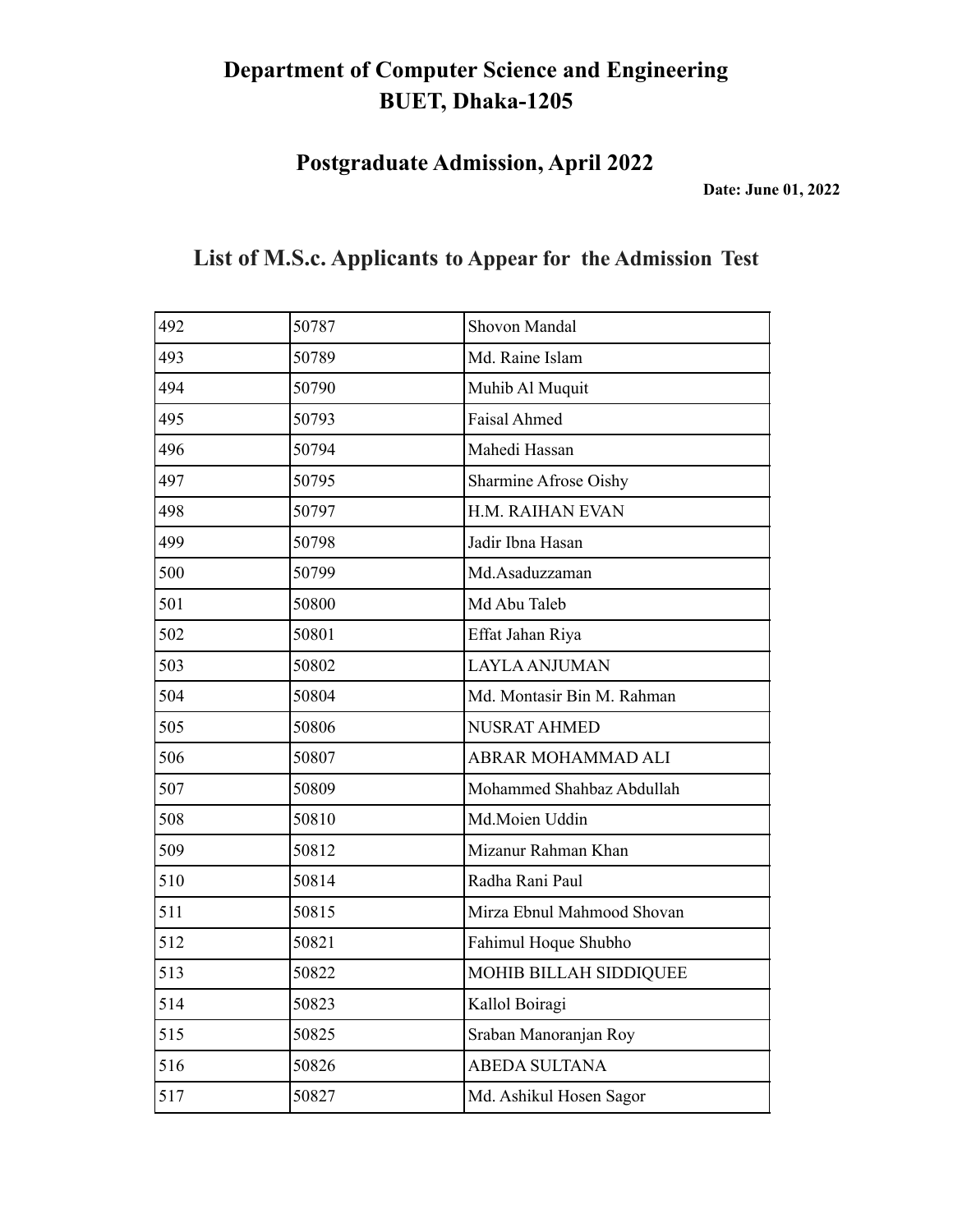# Department of Computer Science and Engineering
# BUET, Dhaka-1205

## Postgraduate Admission, April 2022

**Date: June 01, 2022**

## List of M.S.c. Applicants to Appear for the Admission Test

| | | |
|---|---|---|
| 492 | 50787 | Shovon Mandal |
| 493 | 50789 | Md. Raine Islam |
| 494 | 50790 | Muhib Al Muquit |
| 495 | 50793 | Faisal Ahmed |
| 496 | 50794 | Mahedi Hassan |
| 497 | 50795 | Sharmine Afrose Oishy |
| 498 | 50797 | H.M. RAIHAN EVAN |
| 499 | 50798 | Jadir Ibna Hasan |
| 500 | 50799 | Md.Asaduzzaman |
| 501 | 50800 | Md Abu Taleb |
| 502 | 50801 | Effat Jahan Riya |
| 503 | 50802 | LAYLA ANJUMAN |
| 504 | 50804 | Md. Montasir Bin M. Rahman |
| 505 | 50806 | NUSRAT AHMED |
| 506 | 50807 | ABRAR MOHAMMAD ALI |
| 507 | 50809 | Mohammed Shahbaz Abdullah |
| 508 | 50810 | Md.Moien Uddin |
| 509 | 50812 | Mizanur Rahman Khan |
| 510 | 50814 | Radha Rani Paul |
| 511 | 50815 | Mirza Ebnul Mahmood Shovan |
| 512 | 50821 | Fahimul Hoque Shubho |
| 513 | 50822 | MOHIB BILLAH SIDDIQUEE |
| 514 | 50823 | Kallol Boiragi |
| 515 | 50825 | Sraban Manoranjan Roy |
| 516 | 50826 | ABEDA SULTANA |
| 517 | 50827 | Md. Ashikul Hosen Sagor |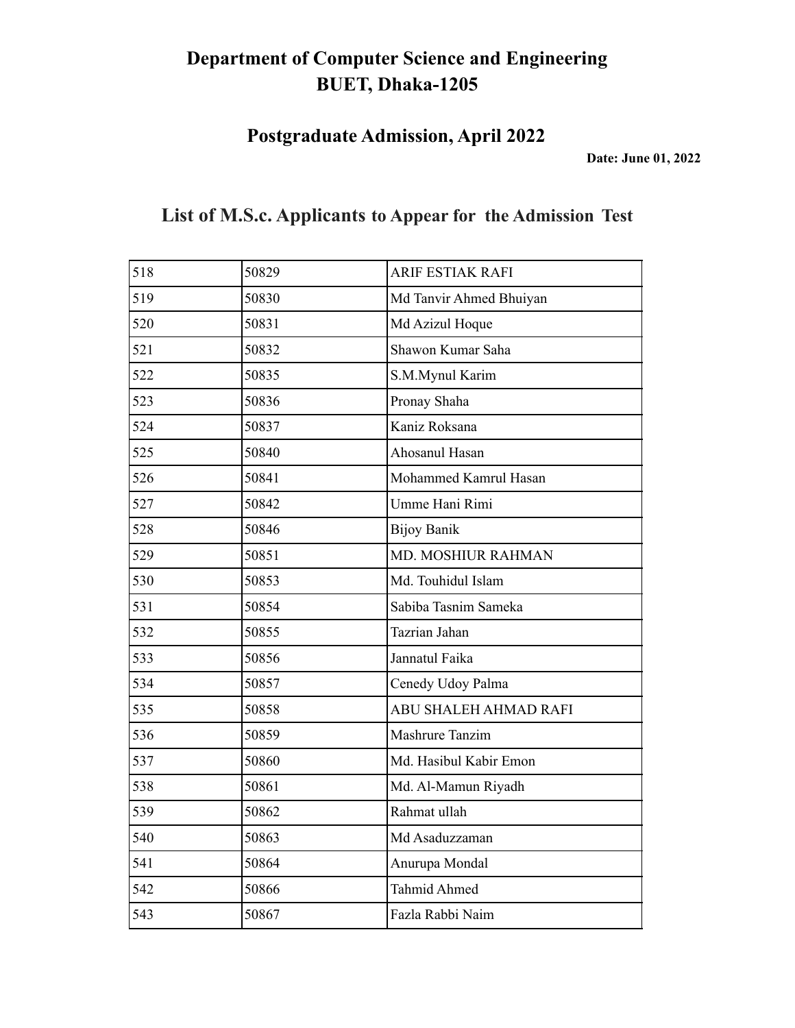# Department of Computer Science and Engineering
# BUET, Dhaka-1205

## Postgraduate Admission, April 2022

**Date: June 01, 2022**

## List of M.S.c. Applicants to Appear for the Admission Test

| | | |
|---|---|---|
| 518 | 50829 | ARIF ESTIAK RAFI |
| 519 | 50830 | Md Tanvir Ahmed Bhuiyan |
| 520 | 50831 | Md Azizul Hoque |
| 521 | 50832 | Shawon Kumar Saha |
| 522 | 50835 | S.M.Mynul Karim |
| 523 | 50836 | Pronay Shaha |
| 524 | 50837 | Kaniz Roksana |
| 525 | 50840 | Ahosanul Hasan |
| 526 | 50841 | Mohammed Kamrul Hasan |
| 527 | 50842 | Umme Hani Rimi |
| 528 | 50846 | Bijoy Banik |
| 529 | 50851 | MD. MOSHIUR RAHMAN |
| 530 | 50853 | Md. Touhidul Islam |
| 531 | 50854 | Sabiba Tasnim Sameka |
| 532 | 50855 | Tazrian Jahan |
| 533 | 50856 | Jannatul Faika |
| 534 | 50857 | Cenedy Udoy Palma |
| 535 | 50858 | ABU SHALEH AHMAD RAFI |
| 536 | 50859 | Mashrure Tanzim |
| 537 | 50860 | Md. Hasibul Kabir Emon |
| 538 | 50861 | Md. Al-Mamun Riyadh |
| 539 | 50862 | Rahmat ullah |
| 540 | 50863 | Md Asaduzzaman |
| 541 | 50864 | Anurupa Mondal |
| 542 | 50866 | Tahmid Ahmed |
| 543 | 50867 | Fazla Rabbi Naim |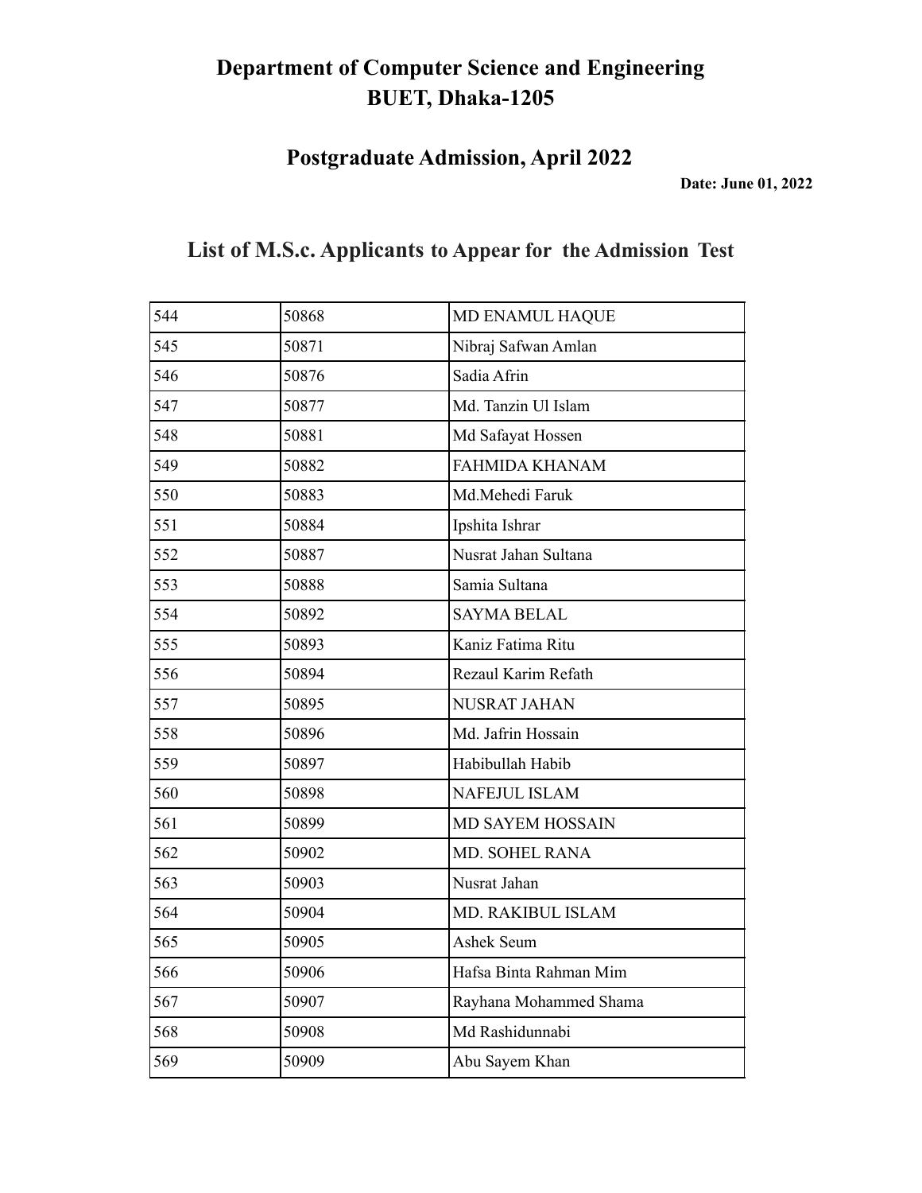# Department of Computer Science and Engineering
# BUET, Dhaka-1205

## Postgraduate Admission, April 2022

**Date: June 01, 2022**

## List of M.S.c. Applicants to Appear for the Admission Test

| | | |
|---|---|---|
| 544 | 50868 | MD ENAMUL HAQUE |
| 545 | 50871 | Nibraj Safwan Amlan |
| 546 | 50876 | Sadia Afrin |
| 547 | 50877 | Md. Tanzin Ul Islam |
| 548 | 50881 | Md Safayat Hossen |
| 549 | 50882 | FAHMIDA KHANAM |
| 550 | 50883 | Md.Mehedi Faruk |
| 551 | 50884 | Ipshita Ishrar |
| 552 | 50887 | Nusrat Jahan Sultana |
| 553 | 50888 | Samia Sultana |
| 554 | 50892 | SAYMA BELAL |
| 555 | 50893 | Kaniz Fatima Ritu |
| 556 | 50894 | Rezaul Karim Refath |
| 557 | 50895 | NUSRAT JAHAN |
| 558 | 50896 | Md. Jafrin Hossain |
| 559 | 50897 | Habibullah Habib |
| 560 | 50898 | NAFEJUL ISLAM |
| 561 | 50899 | MD SAYEM HOSSAIN |
| 562 | 50902 | MD. SOHEL RANA |
| 563 | 50903 | Nusrat Jahan |
| 564 | 50904 | MD. RAKIBUL ISLAM |
| 565 | 50905 | Ashek Seum |
| 566 | 50906 | Hafsa Binta Rahman Mim |
| 567 | 50907 | Rayhana Mohammed Shama |
| 568 | 50908 | Md Rashidunnabi |
| 569 | 50909 | Abu Sayem Khan |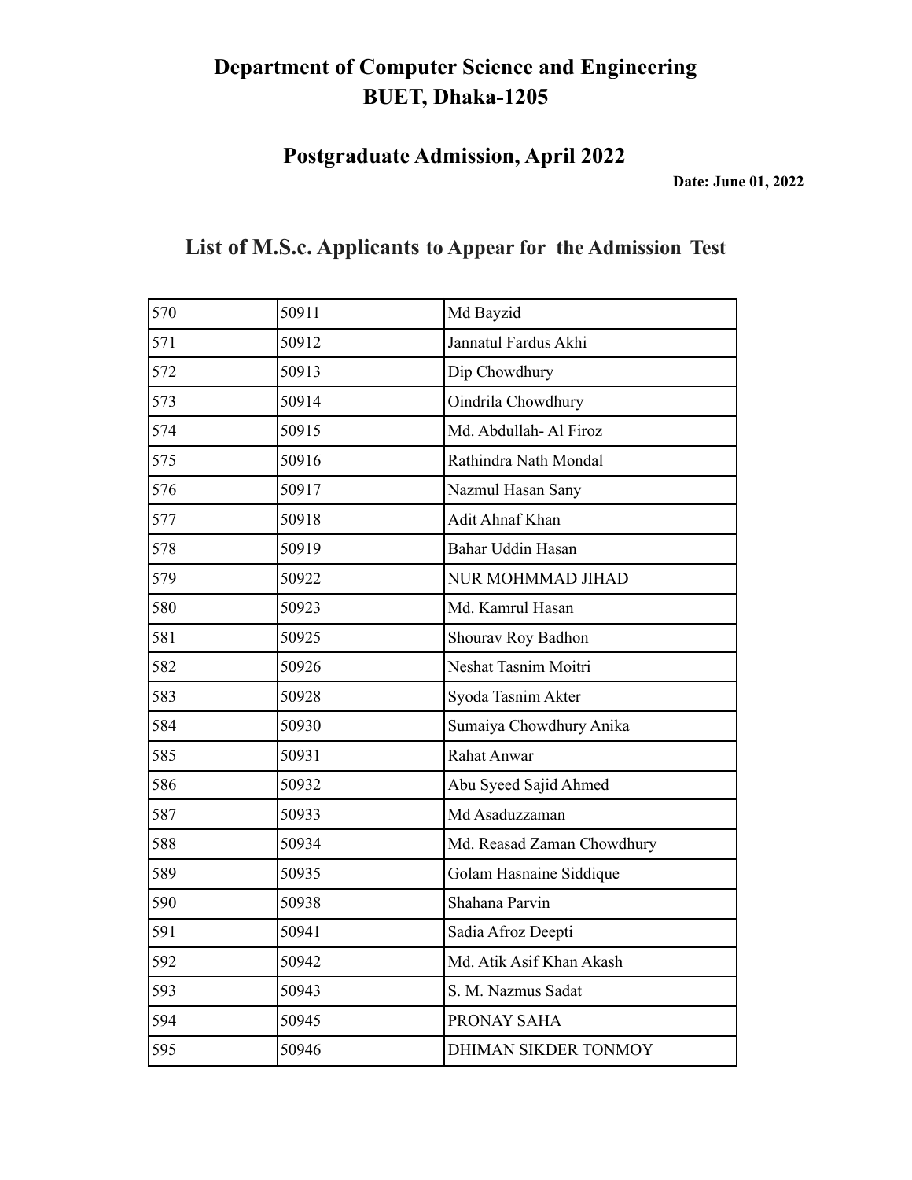# Department of Computer Science and Engineering
# BUET, Dhaka-1205

## Postgraduate Admission, April 2022

**Date: June 01, 2022**

## List of M.S.c. Applicants to Appear for the Admission Test

| | | |
|---|---|---|
| 570 | 50911 | Md Bayzid |
| 571 | 50912 | Jannatul Fardus Akhi |
| 572 | 50913 | Dip Chowdhury |
| 573 | 50914 | Oindrila Chowdhury |
| 574 | 50915 | Md. Abdullah- Al Firoz |
| 575 | 50916 | Rathindra Nath Mondal |
| 576 | 50917 | Nazmul Hasan Sany |
| 577 | 50918 | Adit Ahnaf Khan |
| 578 | 50919 | Bahar Uddin Hasan |
| 579 | 50922 | NUR MOHMMAD JIHAD |
| 580 | 50923 | Md. Kamrul Hasan |
| 581 | 50925 | Shourav Roy Badhon |
| 582 | 50926 | Neshat Tasnim Moitri |
| 583 | 50928 | Syoda Tasnim Akter |
| 584 | 50930 | Sumaiya Chowdhury Anika |
| 585 | 50931 | Rahat Anwar |
| 586 | 50932 | Abu Syeed Sajid Ahmed |
| 587 | 50933 | Md Asaduzzaman |
| 588 | 50934 | Md. Reasad Zaman Chowdhury |
| 589 | 50935 | Golam Hasnaine Siddique |
| 590 | 50938 | Shahana Parvin |
| 591 | 50941 | Sadia Afroz Deepti |
| 592 | 50942 | Md. Atik Asif Khan Akash |
| 593 | 50943 | S. M. Nazmus Sadat |
| 594 | 50945 | PRONAY SAHA |
| 595 | 50946 | DHIMAN SIKDER TONMOY |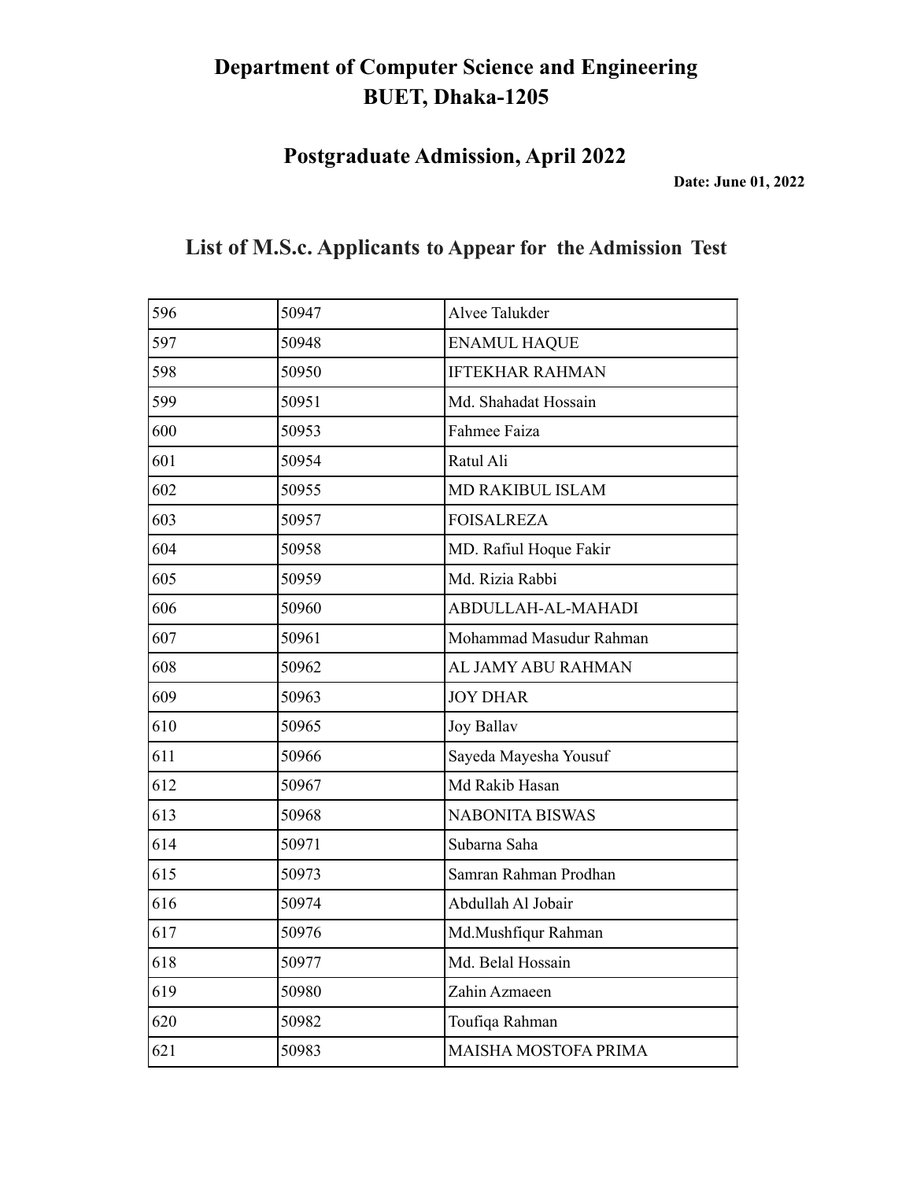# Department of Computer Science and Engineering
# BUET, Dhaka-1205

## Postgraduate Admission, April 2022

**Date: June 01, 2022**

## List of M.S.c. Applicants to Appear for the Admission Test

| | | |
|---|---|---|
| 596 | 50947 | Alvee Talukder |
| 597 | 50948 | ENAMUL HAQUE |
| 598 | 50950 | IFTEKHAR RAHMAN |
| 599 | 50951 | Md. Shahadat Hossain |
| 600 | 50953 | Fahmee Faiza |
| 601 | 50954 | Ratul Ali |
| 602 | 50955 | MD RAKIBUL ISLAM |
| 603 | 50957 | FOISALREZA |
| 604 | 50958 | MD. Rafiul Hoque Fakir |
| 605 | 50959 | Md. Rizia Rabbi |
| 606 | 50960 | ABDULLAH-AL-MAHADI |
| 607 | 50961 | Mohammad Masudur Rahman |
| 608 | 50962 | AL JAMY ABU RAHMAN |
| 609 | 50963 | JOY DHAR |
| 610 | 50965 | Joy Ballav |
| 611 | 50966 | Sayeda Mayesha Yousuf |
| 612 | 50967 | Md Rakib Hasan |
| 613 | 50968 | NABONITA BISWAS |
| 614 | 50971 | Subarna Saha |
| 615 | 50973 | Samran Rahman Prodhan |
| 616 | 50974 | Abdullah Al Jobair |
| 617 | 50976 | Md.Mushfiqur Rahman |
| 618 | 50977 | Md. Belal Hossain |
| 619 | 50980 | Zahin Azmaeen |
| 620 | 50982 | Toufiqa Rahman |
| 621 | 50983 | MAISHA MOSTOFA PRIMA |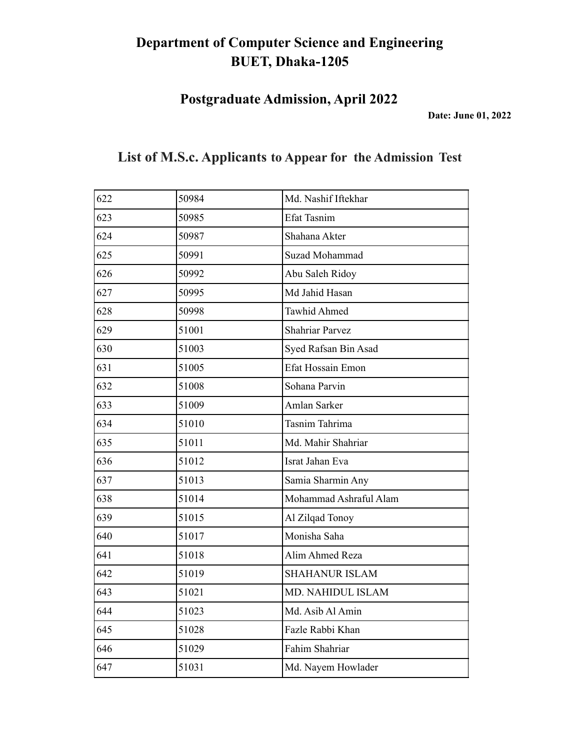# Department of Computer Science and Engineering
# BUET, Dhaka-1205

## Postgraduate Admission, April 2022

**Date: June 01, 2022**

## List of M.S.c. Applicants to Appear for the Admission Test

| | | |
|---|---|---|
| 622 | 50984 | Md. Nashif Iftekhar |
| 623 | 50985 | Efat Tasnim |
| 624 | 50987 | Shahana Akter |
| 625 | 50991 | Suzad Mohammad |
| 626 | 50992 | Abu Saleh Ridoy |
| 627 | 50995 | Md Jahid Hasan |
| 628 | 50998 | Tawhid Ahmed |
| 629 | 51001 | Shahriar Parvez |
| 630 | 51003 | Syed Rafsan Bin Asad |
| 631 | 51005 | Efat Hossain Emon |
| 632 | 51008 | Sohana Parvin |
| 633 | 51009 | Amlan Sarker |
| 634 | 51010 | Tasnim Tahrima |
| 635 | 51011 | Md. Mahir Shahriar |
| 636 | 51012 | Israt Jahan Eva |
| 637 | 51013 | Samia Sharmin Any |
| 638 | 51014 | Mohammad Ashraful Alam |
| 639 | 51015 | Al Zilqad Tonoy |
| 640 | 51017 | Monisha Saha |
| 641 | 51018 | Alim Ahmed Reza |
| 642 | 51019 | SHAHANUR ISLAM |
| 643 | 51021 | MD. NAHIDUL ISLAM |
| 644 | 51023 | Md. Asib Al Amin |
| 645 | 51028 | Fazle Rabbi Khan |
| 646 | 51029 | Fahim Shahriar |
| 647 | 51031 | Md. Nayem Howlader |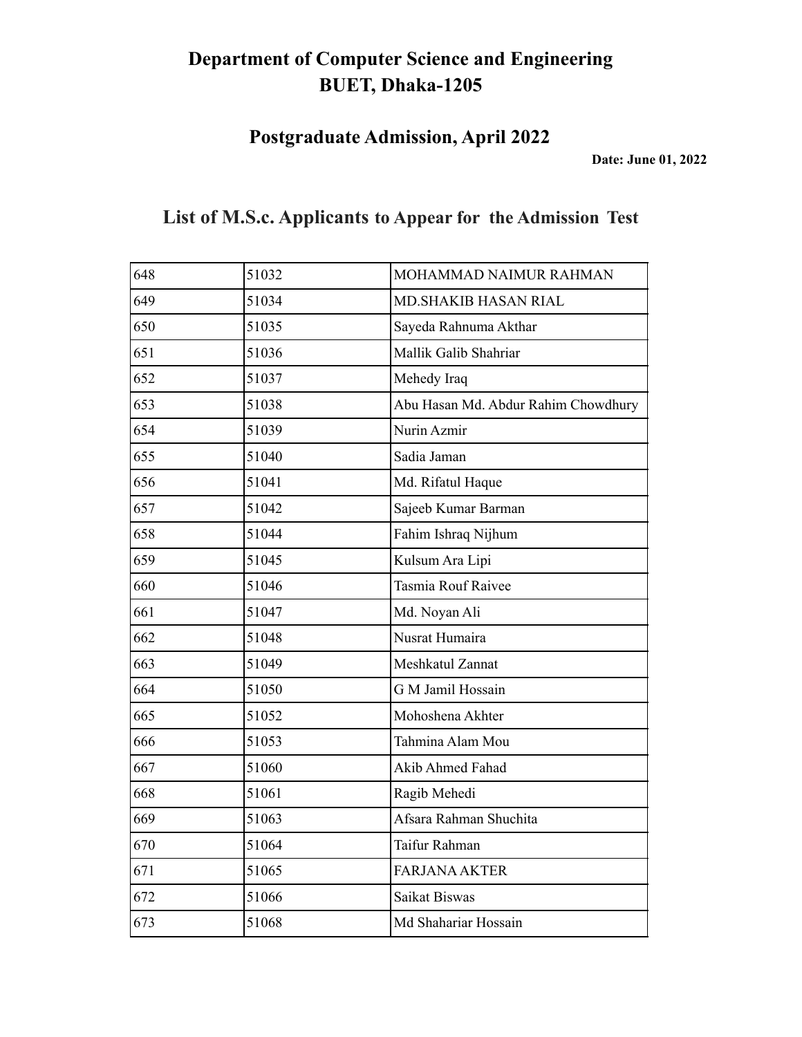# Department of Computer Science and Engineering
# BUET, Dhaka-1205

## Postgraduate Admission, April 2022

**Date: June 01, 2022**

## List of M.S.c. Applicants to Appear for the Admission Test

| | | |
|---|---|---|
| 648 | 51032 | MOHAMMAD NAIMUR RAHMAN |
| 649 | 51034 | MD.SHAKIB HASAN RIAL |
| 650 | 51035 | Sayeda Rahnuma Akthar |
| 651 | 51036 | Mallik Galib Shahriar |
| 652 | 51037 | Mehedy Iraq |
| 653 | 51038 | Abu Hasan Md. Abdur Rahim Chowdhury |
| 654 | 51039 | Nurin Azmir |
| 655 | 51040 | Sadia Jaman |
| 656 | 51041 | Md. Rifatul Haque |
| 657 | 51042 | Sajeeb Kumar Barman |
| 658 | 51044 | Fahim Ishraq Nijhum |
| 659 | 51045 | Kulsum Ara Lipi |
| 660 | 51046 | Tasmia Rouf Raivee |
| 661 | 51047 | Md. Noyan Ali |
| 662 | 51048 | Nusrat Humaira |
| 663 | 51049 | Meshkatul Zannat |
| 664 | 51050 | G M Jamil Hossain |
| 665 | 51052 | Mohoshena Akhter |
| 666 | 51053 | Tahmina Alam Mou |
| 667 | 51060 | Akib Ahmed Fahad |
| 668 | 51061 | Ragib Mehedi |
| 669 | 51063 | Afsara Rahman Shuchita |
| 670 | 51064 | Taifur Rahman |
| 671 | 51065 | FARJANA AKTER |
| 672 | 51066 | Saikat Biswas |
| 673 | 51068 | Md Shahariar Hossain |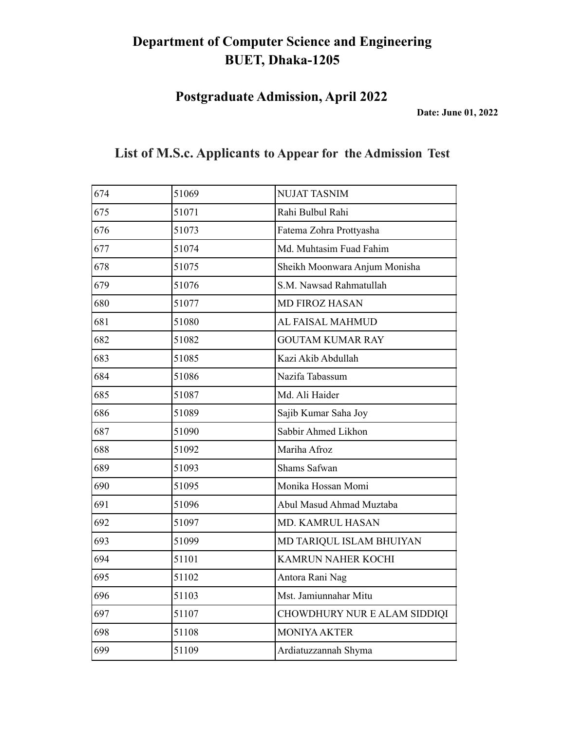# Department of Computer Science and Engineering
# BUET, Dhaka-1205

## Postgraduate Admission, April 2022

**Date: June 01, 2022**

## List of M.S.c. Applicants to Appear for the Admission Test

| | | |
|---|---|---|
| 674 | 51069 | NUJAT TASNIM |
| 675 | 51071 | Rahi Bulbul Rahi |
| 676 | 51073 | Fatema Zohra Prottyasha |
| 677 | 51074 | Md. Muhtasim Fuad Fahim |
| 678 | 51075 | Sheikh Moonwara Anjum Monisha |
| 679 | 51076 | S.M. Nawsad Rahmatullah |
| 680 | 51077 | MD FIROZ HASAN |
| 681 | 51080 | AL FAISAL MAHMUD |
| 682 | 51082 | GOUTAM KUMAR RAY |
| 683 | 51085 | Kazi Akib Abdullah |
| 684 | 51086 | Nazifa Tabassum |
| 685 | 51087 | Md. Ali Haider |
| 686 | 51089 | Sajib Kumar Saha Joy |
| 687 | 51090 | Sabbir Ahmed Likhon |
| 688 | 51092 | Mariha Afroz |
| 689 | 51093 | Shams Safwan |
| 690 | 51095 | Monika Hossan Momi |
| 691 | 51096 | Abul Masud Ahmad Muztaba |
| 692 | 51097 | MD. KAMRUL HASAN |
| 693 | 51099 | MD TARIQUL ISLAM BHUIYAN |
| 694 | 51101 | KAMRUN NAHER KOCHI |
| 695 | 51102 | Antora Rani Nag |
| 696 | 51103 | Mst. Jamiunnahar Mitu |
| 697 | 51107 | CHOWDHURY NUR E ALAM SIDDIQI |
| 698 | 51108 | MONIYA AKTER |
| 699 | 51109 | Ardiatuzzannah Shyma |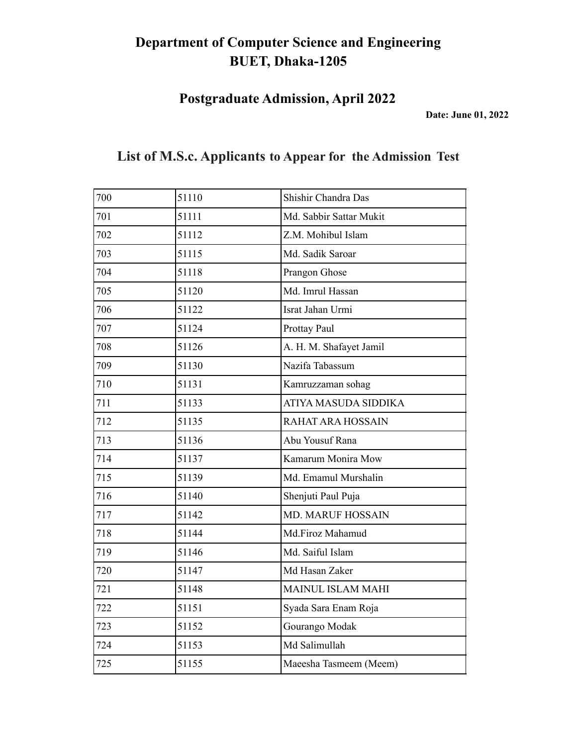# Department of Computer Science and Engineering
# BUET, Dhaka-1205

## Postgraduate Admission, April 2022

**Date: June 01, 2022**

## List of M.S.c. Applicants to Appear for the Admission Test

| | | |
|---|---|---|
| 700 | 51110 | Shishir Chandra Das |
| 701 | 51111 | Md. Sabbir Sattar Mukit |
| 702 | 51112 | Z.M. Mohibul Islam |
| 703 | 51115 | Md. Sadik Saroar |
| 704 | 51118 | Prangon Ghose |
| 705 | 51120 | Md. Imrul Hassan |
| 706 | 51122 | Israt Jahan Urmi |
| 707 | 51124 | Prottay Paul |
| 708 | 51126 | A. H. M. Shafayet Jamil |
| 709 | 51130 | Nazifa Tabassum |
| 710 | 51131 | Kamruzzaman sohag |
| 711 | 51133 | ATIYA MASUDA SIDDIKA |
| 712 | 51135 | RAHAT ARA HOSSAIN |
| 713 | 51136 | Abu Yousuf Rana |
| 714 | 51137 | Kamarum Monira Mow |
| 715 | 51139 | Md. Emamul Murshalin |
| 716 | 51140 | Shenjuti Paul Puja |
| 717 | 51142 | MD. MARUF HOSSAIN |
| 718 | 51144 | Md.Firoz Mahamud |
| 719 | 51146 | Md. Saiful Islam |
| 720 | 51147 | Md Hasan Zaker |
| 721 | 51148 | MAINUL ISLAM MAHI |
| 722 | 51151 | Syada Sara Enam Roja |
| 723 | 51152 | Gourango Modak |
| 724 | 51153 | Md Salimullah |
| 725 | 51155 | Maeesha Tasmeem (Meem) |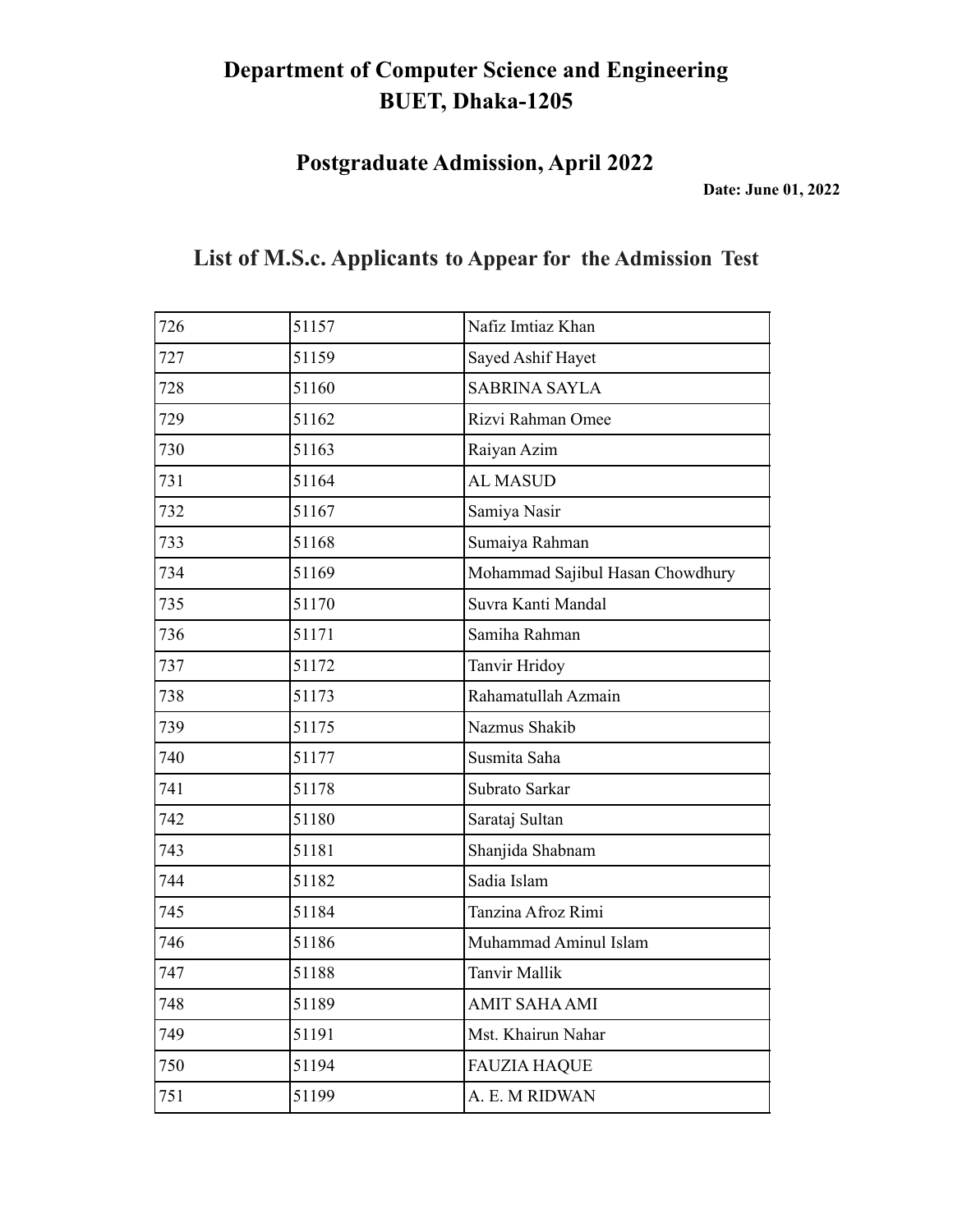# Department of Computer Science and Engineering
# BUET, Dhaka-1205

## Postgraduate Admission, April 2022

**Date: June 01, 2022**

## List of M.S.c. Applicants to Appear for the Admission Test

| | | |
|---|---|---|
| 726 | 51157 | Nafiz Imtiaz Khan |
| 727 | 51159 | Sayed Ashif Hayet |
| 728 | 51160 | SABRINA SAYLA |
| 729 | 51162 | Rizvi Rahman Omee |
| 730 | 51163 | Raiyan Azim |
| 731 | 51164 | AL MASUD |
| 732 | 51167 | Samiya Nasir |
| 733 | 51168 | Sumaiya Rahman |
| 734 | 51169 | Mohammad Sajibul Hasan Chowdhury |
| 735 | 51170 | Suvra Kanti Mandal |
| 736 | 51171 | Samiha Rahman |
| 737 | 51172 | Tanvir Hridoy |
| 738 | 51173 | Rahamatullah Azmain |
| 739 | 51175 | Nazmus Shakib |
| 740 | 51177 | Susmita Saha |
| 741 | 51178 | Subrato Sarkar |
| 742 | 51180 | Sarataj Sultan |
| 743 | 51181 | Shanjida Shabnam |
| 744 | 51182 | Sadia Islam |
| 745 | 51184 | Tanzina Afroz Rimi |
| 746 | 51186 | Muhammad Aminul Islam |
| 747 | 51188 | Tanvir Mallik |
| 748 | 51189 | AMIT SAHA AMI |
| 749 | 51191 | Mst. Khairun Nahar |
| 750 | 51194 | FAUZIA HAQUE |
| 751 | 51199 | A. E. M RIDWAN |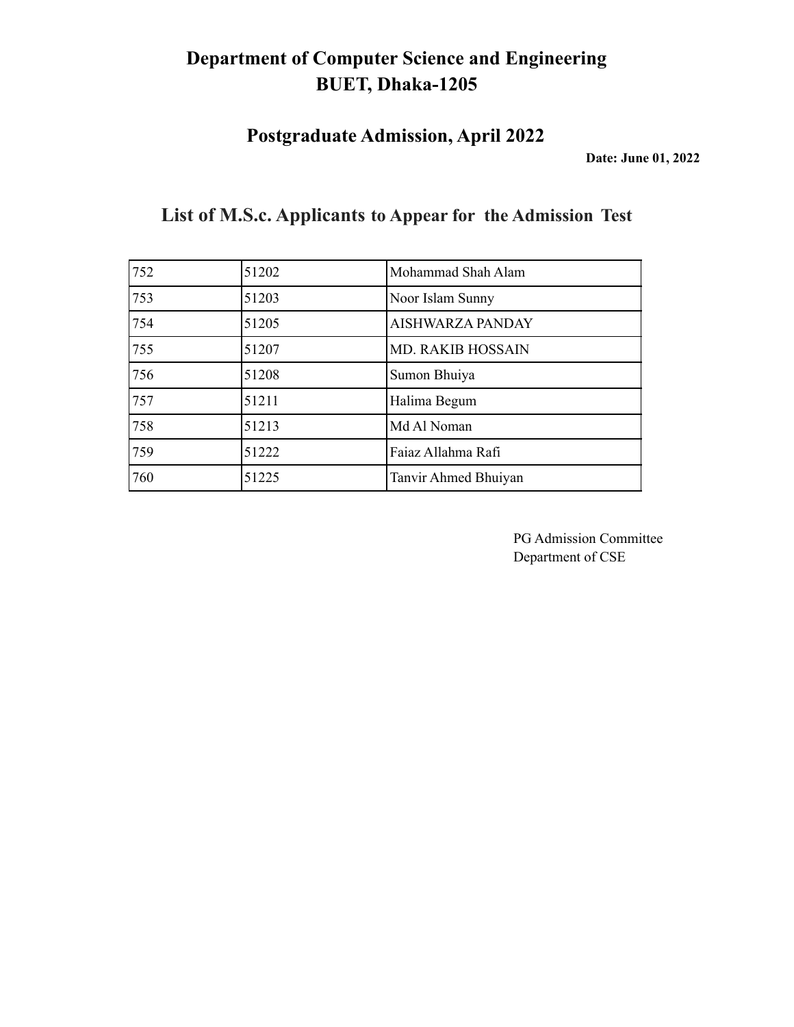# Department of Computer Science and Engineering
# BUET, Dhaka-1205

## Postgraduate Admission, April 2022

**Date: June 01, 2022**

## List of M.S.c. Applicants to Appear for the Admission Test

| | | |
|---|---|---|
| 752 | 51202 | Mohammad Shah Alam |
| 753 | 51203 | Noor Islam Sunny |
| 754 | 51205 | AISHWARZA PANDAY |
| 755 | 51207 | MD. RAKIB HOSSAIN |
| 756 | 51208 | Sumon Bhuiya |
| 757 | 51211 | Halima Begum |
| 758 | 51213 | Md Al Noman |
| 759 | 51222 | Faiaz Allahma Rafi |
| 760 | 51225 | Tanvir Ahmed Bhuiyan |

PG Admission Committee
Department of CSE